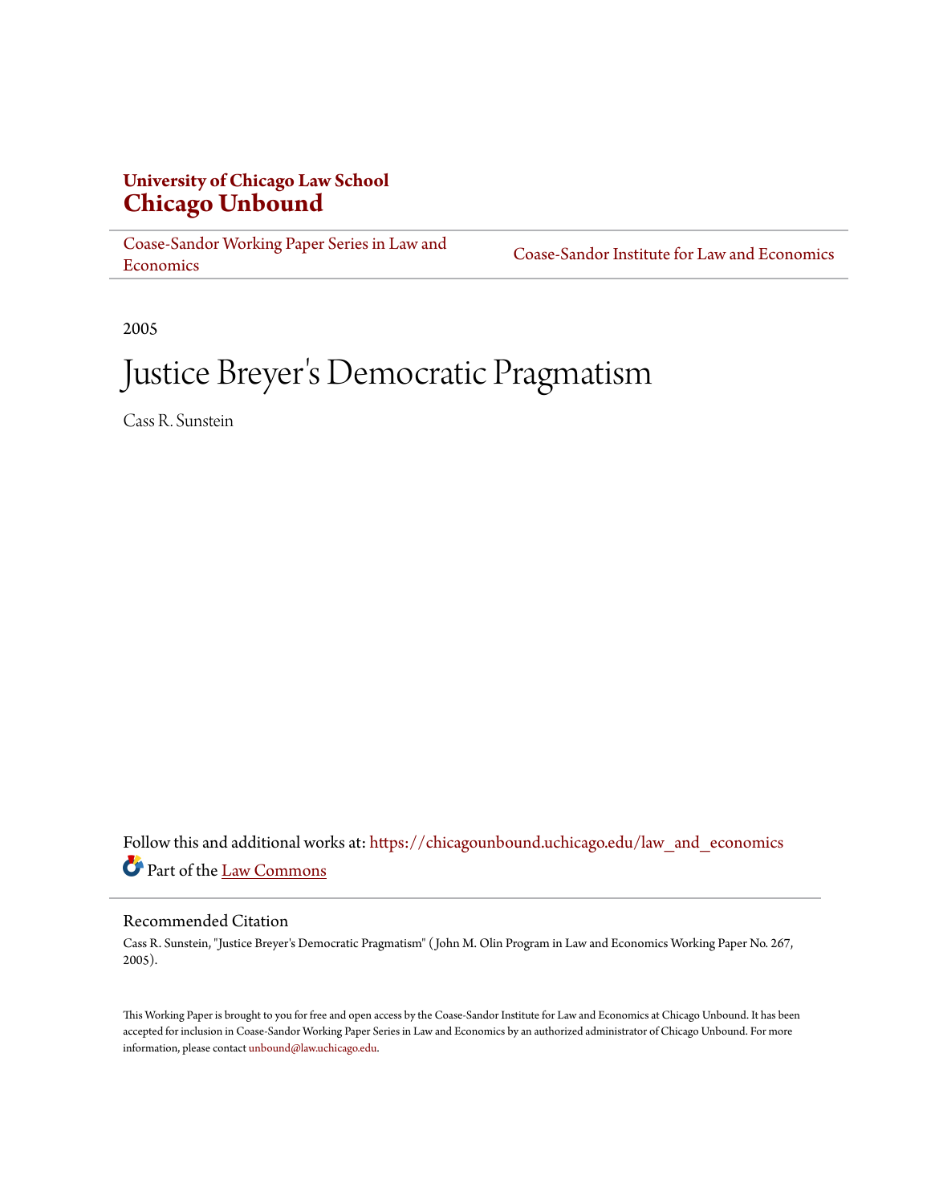**University of Chicago Law School**
## Chicago Unbound

Coase-Sandor Working Paper Series in Law and Economics | Coase-Sandor Institute for Law and Economics

2005

# Justice Breyer's Democratic Pragmatism

Cass R. Sunstein

Follow this and additional works at: https://chicagounbound.uchicago.edu/law_and_economics

Part of the Law Commons

### Recommended Citation

Cass R. Sunstein, "Justice Breyer's Democratic Pragmatism" ( John M. Olin Program in Law and Economics Working Paper No. 267, 2005).

This Working Paper is brought to you for free and open access by the Coase-Sandor Institute for Law and Economics at Chicago Unbound. It has been accepted for inclusion in Coase-Sandor Working Paper Series in Law and Economics by an authorized administrator of Chicago Unbound. For more information, please contact unbound@law.uchicago.edu.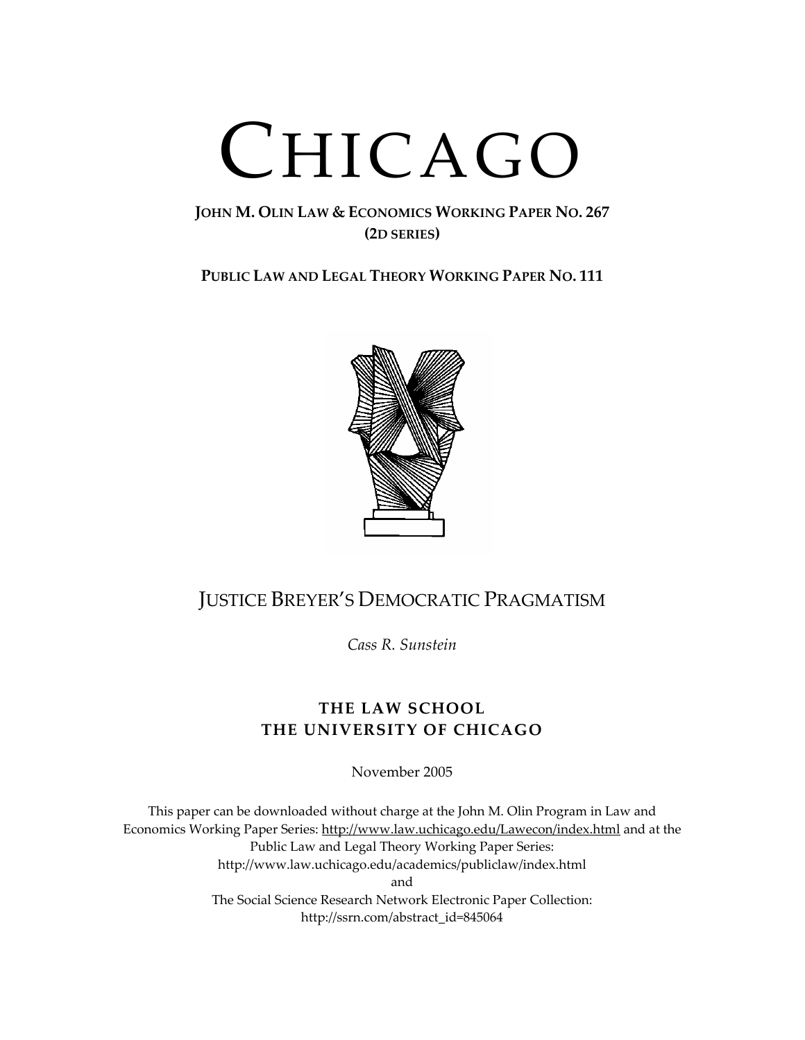# CHICAGO

**JOHN M. OLIN LAW & ECONOMICS WORKING PAPER NO. 267**
**(2D SERIES)**

**PUBLIC LAW AND LEGAL THEORY WORKING PAPER NO. 111**

## JUSTICE BREYER'S DEMOCRATIC PRAGMATISM

*Cass R. Sunstein*

**THE LAW SCHOOL**
**THE UNIVERSITY OF CHICAGO**

November 2005

This paper can be downloaded without charge at the John M. Olin Program in Law and Economics Working Paper Series: http://www.law.uchicago.edu/Lawecon/index.html and at the Public Law and Legal Theory Working Paper Series: http://www.law.uchicago.edu/academics/publiclaw/index.html and The Social Science Research Network Electronic Paper Collection: http://ssrn.com/abstract_id=845064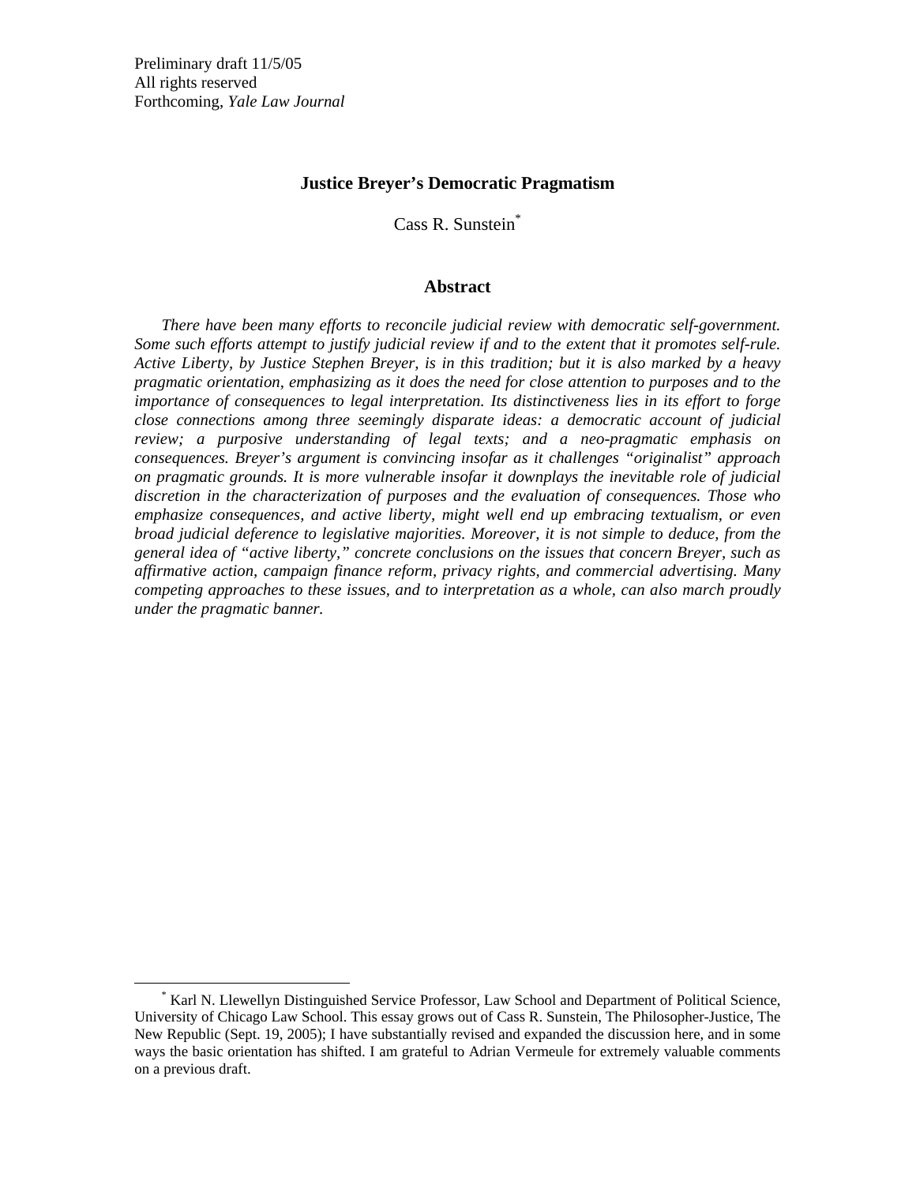Preliminary draft 11/5/05
All rights reserved
Forthcoming, *Yale Law Journal*

# Justice Breyer's Democratic Pragmatism

Cass R. Sunstein[*]

## Abstract

*There have been many efforts to reconcile judicial review with democratic self-government. Some such efforts attempt to justify judicial review if and to the extent that it promotes self-rule. Active Liberty, by Justice Stephen Breyer, is in this tradition; but it is also marked by a heavy pragmatic orientation, emphasizing as it does the need for close attention to purposes and to the importance of consequences to legal interpretation. Its distinctiveness lies in its effort to forge close connections among three seemingly disparate ideas: a democratic account of judicial review; a purposive understanding of legal texts; and a neo-pragmatic emphasis on consequences. Breyer's argument is convincing insofar as it challenges "originalist" approach on pragmatic grounds. It is more vulnerable insofar it downplays the inevitable role of judicial discretion in the characterization of purposes and the evaluation of consequences. Those who emphasize consequences, and active liberty, might well end up embracing textualism, or even broad judicial deference to legislative majorities. Moreover, it is not simple to deduce, from the general idea of "active liberty," concrete conclusions on the issues that concern Breyer, such as affirmative action, campaign finance reform, privacy rights, and commercial advertising. Many competing approaches to these issues, and to interpretation as a whole, can also march proudly under the pragmatic banner.*

[*] Karl N. Llewellyn Distinguished Service Professor, Law School and Department of Political Science, University of Chicago Law School. This essay grows out of Cass R. Sunstein, The Philosopher-Justice, The New Republic (Sept. 19, 2005); I have substantially revised and expanded the discussion here, and in some ways the basic orientation has shifted. I am grateful to Adrian Vermeule for extremely valuable comments on a previous draft.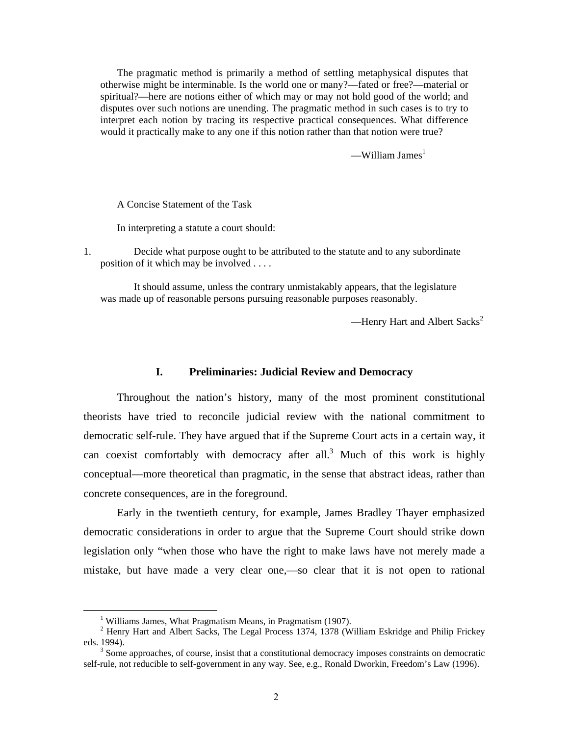> The pragmatic method is primarily a method of settling metaphysical disputes that otherwise might be interminable. Is the world one or many?—fated or free?—material or spiritual?—here are notions either of which may or may not hold good of the world; and disputes over such notions are unending. The pragmatic method in such cases is to try to interpret each notion by tracing its respective practical consequences. What difference would it practically make to any one if this notion rather than that notion were true?
>
> —William James[1]

> A Concise Statement of the Task
>
> In interpreting a statute a court should:
>
> 1. Decide what purpose ought to be attributed to the statute and to any subordinate position of it which may be involved . . . .
>
> It should assume, unless the contrary unmistakably appears, that the legislature was made up of reasonable persons pursuing reasonable purposes reasonably.
>
> —Henry Hart and Albert Sacks[2]

## I. Preliminaries: Judicial Review and Democracy

Throughout the nation's history, many of the most prominent constitutional theorists have tried to reconcile judicial review with the national commitment to democratic self-rule. They have argued that if the Supreme Court acts in a certain way, it can coexist comfortably with democracy after all.[3] Much of this work is highly conceptual—more theoretical than pragmatic, in the sense that abstract ideas, rather than concrete consequences, are in the foreground.

Early in the twentieth century, for example, James Bradley Thayer emphasized democratic considerations in order to argue that the Supreme Court should strike down legislation only "when those who have the right to make laws have not merely made a mistake, but have made a very clear one,—so clear that it is not open to rational

---

[1] Williams James, What Pragmatism Means, in Pragmatism (1907).

[2] Henry Hart and Albert Sacks, The Legal Process 1374, 1378 (William Eskridge and Philip Frickey eds. 1994).

[3] Some approaches, of course, insist that a constitutional democracy imposes constraints on democratic self-rule, not reducible to self-government in any way. See, e.g., Ronald Dworkin, Freedom's Law (1996).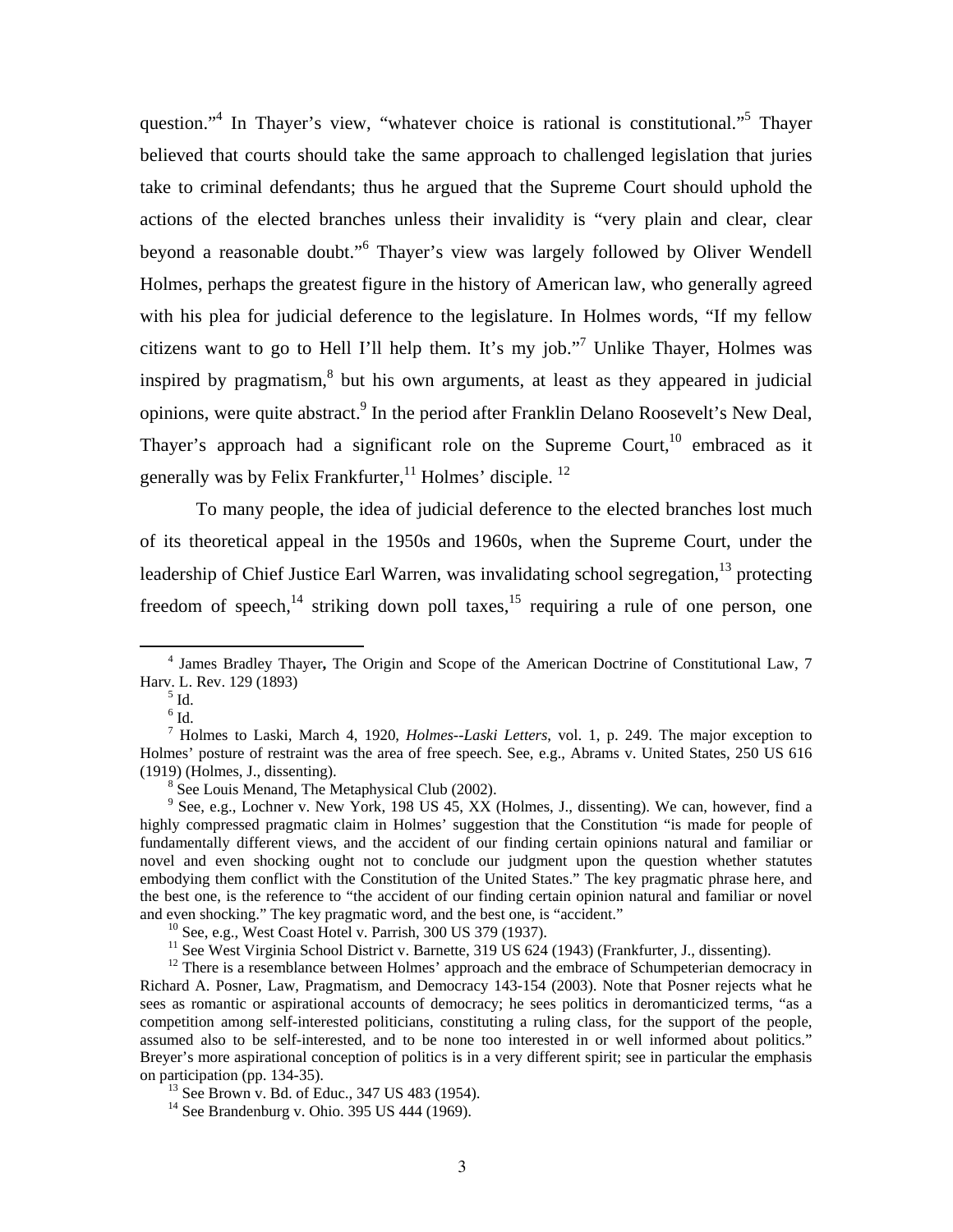question."[4] In Thayer's view, "whatever choice is rational is constitutional."[5] Thayer believed that courts should take the same approach to challenged legislation that juries take to criminal defendants; thus he argued that the Supreme Court should uphold the actions of the elected branches unless their invalidity is "very plain and clear, clear beyond a reasonable doubt."[6] Thayer's view was largely followed by Oliver Wendell Holmes, perhaps the greatest figure in the history of American law, who generally agreed with his plea for judicial deference to the legislature. In Holmes words, "If my fellow citizens want to go to Hell I'll help them. It's my job."[7] Unlike Thayer, Holmes was inspired by pragmatism,[8] but his own arguments, at least as they appeared in judicial opinions, were quite abstract.[9] In the period after Franklin Delano Roosevelt's New Deal, Thayer's approach had a significant role on the Supreme Court,[10] embraced as it generally was by Felix Frankfurter,[11] Holmes' disciple. [12]

To many people, the idea of judicial deference to the elected branches lost much of its theoretical appeal in the 1950s and 1960s, when the Supreme Court, under the leadership of Chief Justice Earl Warren, was invalidating school segregation,[13] protecting freedom of speech,[14] striking down poll taxes,[15] requiring a rule of one person, one

---

[4] James Bradley Thayer**,** The Origin and Scope of the American Doctrine of Constitutional Law, 7 Harv. L. Rev. 129 (1893)

[5] Id.

[6] Id.

[7] Holmes to Laski, March 4, 1920, *Holmes--Laski Letters*, vol. 1, p. 249. The major exception to Holmes' posture of restraint was the area of free speech. See, e.g., Abrams v. United States, 250 US 616 (1919) (Holmes, J., dissenting).

[8] See Louis Menand, The Metaphysical Club (2002).

[9] See, e.g., Lochner v. New York, 198 US 45, XX (Holmes, J., dissenting). We can, however, find a highly compressed pragmatic claim in Holmes' suggestion that the Constitution "is made for people of fundamentally different views, and the accident of our finding certain opinions natural and familiar or novel and even shocking ought not to conclude our judgment upon the question whether statutes embodying them conflict with the Constitution of the United States." The key pragmatic phrase here, and the best one, is the reference to "the accident of our finding certain opinion natural and familiar or novel and even shocking." The key pragmatic word, and the best one, is "accident."

[10] See, e.g., West Coast Hotel v. Parrish, 300 US 379 (1937).

[11] See West Virginia School District v. Barnette, 319 US 624 (1943) (Frankfurter, J., dissenting).

[12] There is a resemblance between Holmes' approach and the embrace of Schumpeterian democracy in Richard A. Posner, Law, Pragmatism, and Democracy 143-154 (2003). Note that Posner rejects what he sees as romantic or aspirational accounts of democracy; he sees politics in deromanticized terms, "as a competition among self-interested politicians, constituting a ruling class, for the support of the people, assumed also to be self-interested, and to be none too interested in or well informed about politics." Breyer's more aspirational conception of politics is in a very different spirit; see in particular the emphasis on participation (pp. 134-35).

[13] See Brown v. Bd. of Educ., 347 US 483 (1954).

[14] See Brandenburg v. Ohio. 395 US 444 (1969).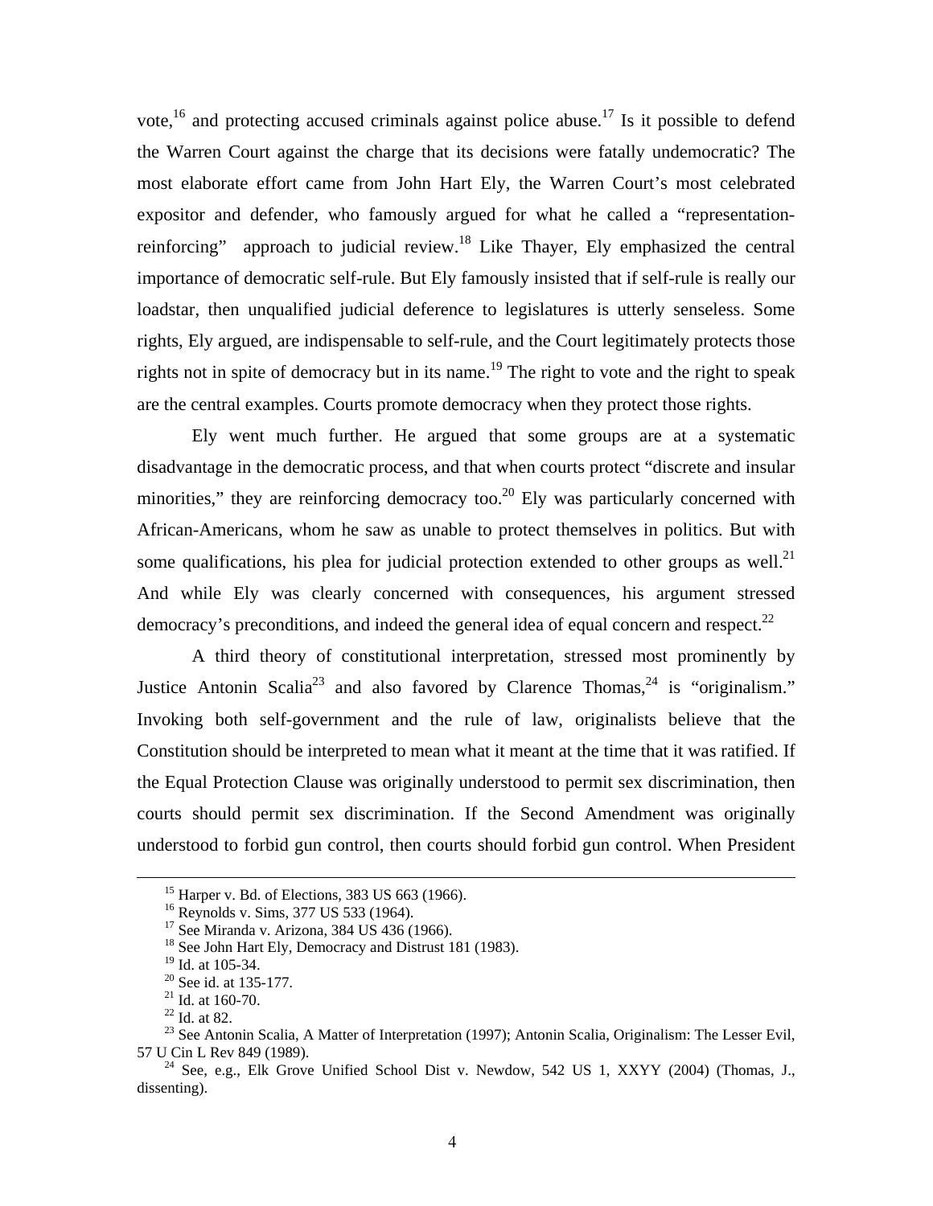vote,[16] and protecting accused criminals against police abuse.[17] Is it possible to defend the Warren Court against the charge that its decisions were fatally undemocratic? The most elaborate effort came from John Hart Ely, the Warren Court's most celebrated expositor and defender, who famously argued for what he called a "representation-reinforcing" approach to judicial review.[18] Like Thayer, Ely emphasized the central importance of democratic self-rule. But Ely famously insisted that if self-rule is really our loadstar, then unqualified judicial deference to legislatures is utterly senseless. Some rights, Ely argued, are indispensable to self-rule, and the Court legitimately protects those rights not in spite of democracy but in its name.[19] The right to vote and the right to speak are the central examples. Courts promote democracy when they protect those rights.

Ely went much further. He argued that some groups are at a systematic disadvantage in the democratic process, and that when courts protect "discrete and insular minorities," they are reinforcing democracy too.[20] Ely was particularly concerned with African-Americans, whom he saw as unable to protect themselves in politics. But with some qualifications, his plea for judicial protection extended to other groups as well.[21] And while Ely was clearly concerned with consequences, his argument stressed democracy's preconditions, and indeed the general idea of equal concern and respect.[22]

A third theory of constitutional interpretation, stressed most prominently by Justice Antonin Scalia[23] and also favored by Clarence Thomas,[24] is "originalism." Invoking both self-government and the rule of law, originalists believe that the Constitution should be interpreted to mean what it meant at the time that it was ratified. If the Equal Protection Clause was originally understood to permit sex discrimination, then courts should permit sex discrimination. If the Second Amendment was originally understood to forbid gun control, then courts should forbid gun control. When President

---

[15] Harper v. Bd. of Elections, 383 US 663 (1966).
[16] Reynolds v. Sims, 377 US 533 (1964).
[17] See Miranda v. Arizona, 384 US 436 (1966).
[18] See John Hart Ely, Democracy and Distrust 181 (1983).
[19] Id. at 105-34.
[20] See id. at 135-177.
[21] Id. at 160-70.
[22] Id. at 82.
[23] See Antonin Scalia, A Matter of Interpretation (1997); Antonin Scalia, Originalism: The Lesser Evil, 57 U Cin L Rev 849 (1989).
[24] See, e.g., Elk Grove Unified School Dist v. Newdow, 542 US 1, XXYY (2004) (Thomas, J., dissenting).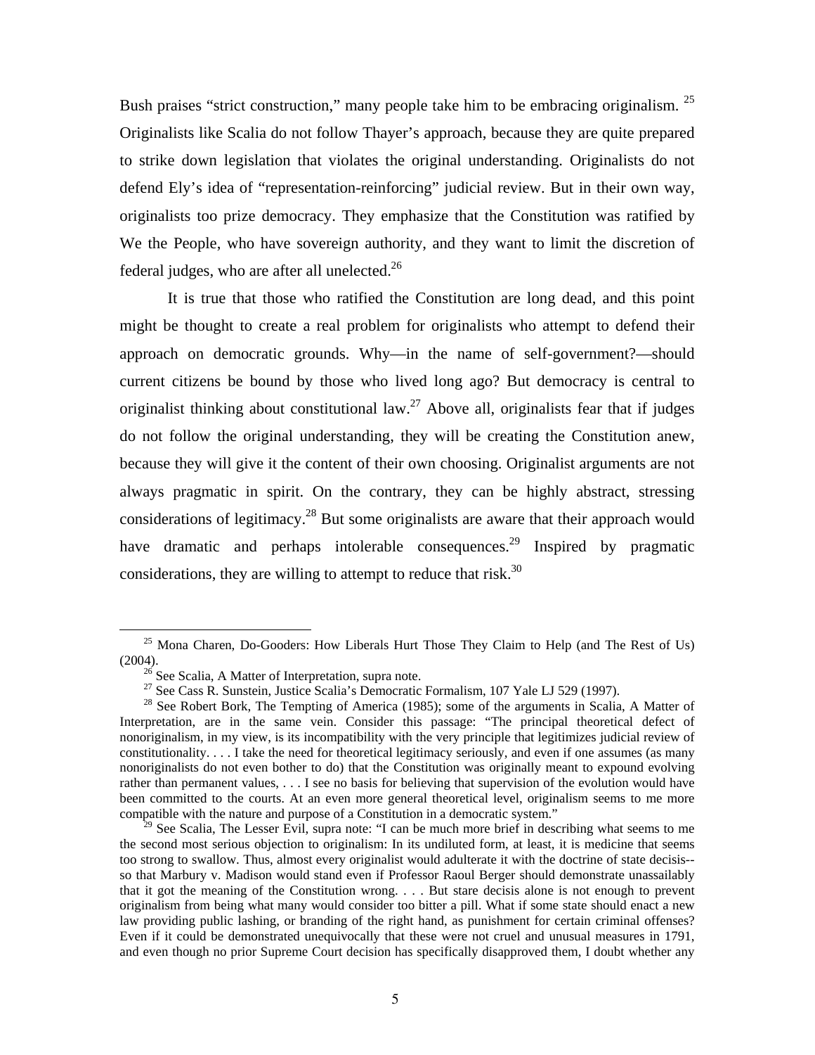Bush praises "strict construction," many people take him to be embracing originalism. [25] Originalists like Scalia do not follow Thayer's approach, because they are quite prepared to strike down legislation that violates the original understanding. Originalists do not defend Ely's idea of "representation-reinforcing" judicial review. But in their own way, originalists too prize democracy. They emphasize that the Constitution was ratified by We the People, who have sovereign authority, and they want to limit the discretion of federal judges, who are after all unelected.[26]

It is true that those who ratified the Constitution are long dead, and this point might be thought to create a real problem for originalists who attempt to defend their approach on democratic grounds. Why—in the name of self-government?—should current citizens be bound by those who lived long ago? But democracy is central to originalist thinking about constitutional law.[27] Above all, originalists fear that if judges do not follow the original understanding, they will be creating the Constitution anew, because they will give it the content of their own choosing. Originalist arguments are not always pragmatic in spirit. On the contrary, they can be highly abstract, stressing considerations of legitimacy.[28] But some originalists are aware that their approach would have dramatic and perhaps intolerable consequences.[29] Inspired by pragmatic considerations, they are willing to attempt to reduce that risk.[30]

---

[25] Mona Charen, Do-Gooders: How Liberals Hurt Those They Claim to Help (and The Rest of Us) (2004).

[26] See Scalia, A Matter of Interpretation, supra note.

[27] See Cass R. Sunstein, Justice Scalia's Democratic Formalism, 107 Yale LJ 529 (1997).

[28] See Robert Bork, The Tempting of America (1985); some of the arguments in Scalia, A Matter of Interpretation, are in the same vein. Consider this passage: "The principal theoretical defect of nonoriginalism, in my view, is its incompatibility with the very principle that legitimizes judicial review of constitutionality. . . . I take the need for theoretical legitimacy seriously, and even if one assumes (as many nonoriginalists do not even bother to do) that the Constitution was originally meant to expound evolving rather than permanent values, . . . I see no basis for believing that supervision of the evolution would have been committed to the courts. At an even more general theoretical level, originalism seems to me more compatible with the nature and purpose of a Constitution in a democratic system."

[29] See Scalia, The Lesser Evil, supra note: "I can be much more brief in describing what seems to me the second most serious objection to originalism: In its undiluted form, at least, it is medicine that seems too strong to swallow. Thus, almost every originalist would adulterate it with the doctrine of state decisis--so that Marbury v. Madison would stand even if Professor Raoul Berger should demonstrate unassailably that it got the meaning of the Constitution wrong. . . . But stare decisis alone is not enough to prevent originalism from being what many would consider too bitter a pill. What if some state should enact a new law providing public lashing, or branding of the right hand, as punishment for certain criminal offenses? Even if it could be demonstrated unequivocally that these were not cruel and unusual measures in 1791, and even though no prior Supreme Court decision has specifically disapproved them, I doubt whether any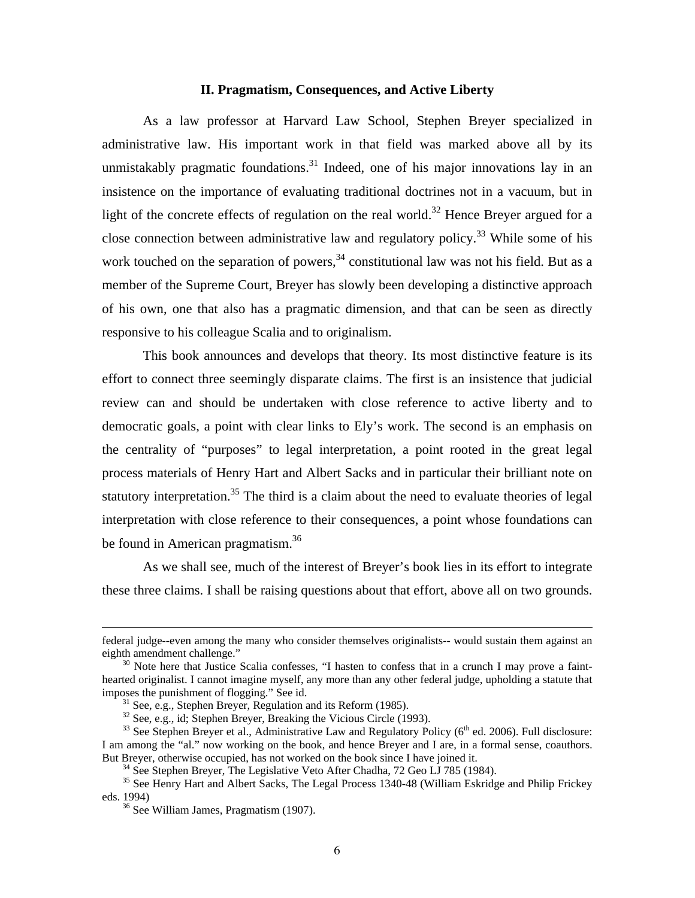## II. Pragmatism, Consequences, and Active Liberty

As a law professor at Harvard Law School, Stephen Breyer specialized in administrative law. His important work in that field was marked above all by its unmistakably pragmatic foundations.[31] Indeed, one of his major innovations lay in an insistence on the importance of evaluating traditional doctrines not in a vacuum, but in light of the concrete effects of regulation on the real world.[32] Hence Breyer argued for a close connection between administrative law and regulatory policy.[33] While some of his work touched on the separation of powers,[34] constitutional law was not his field. But as a member of the Supreme Court, Breyer has slowly been developing a distinctive approach of his own, one that also has a pragmatic dimension, and that can be seen as directly responsive to his colleague Scalia and to originalism.

This book announces and develops that theory. Its most distinctive feature is its effort to connect three seemingly disparate claims. The first is an insistence that judicial review can and should be undertaken with close reference to active liberty and to democratic goals, a point with clear links to Ely's work. The second is an emphasis on the centrality of "purposes" to legal interpretation, a point rooted in the great legal process materials of Henry Hart and Albert Sacks and in particular their brilliant note on statutory interpretation.[35] The third is a claim about the need to evaluate theories of legal interpretation with close reference to their consequences, a point whose foundations can be found in American pragmatism.[36]

As we shall see, much of the interest of Breyer's book lies in its effort to integrate these three claims. I shall be raising questions about that effort, above all on two grounds.

---

federal judge--even among the many who consider themselves originalists-- would sustain them against an eighth amendment challenge."

[30] Note here that Justice Scalia confesses, "I hasten to confess that in a crunch I may prove a faint-hearted originalist. I cannot imagine myself, any more than any other federal judge, upholding a statute that imposes the punishment of flogging." See id.

[31] See, e.g., Stephen Breyer, Regulation and its Reform (1985).

[32] See, e.g., id; Stephen Breyer, Breaking the Vicious Circle (1993).

[33] See Stephen Breyer et al., Administrative Law and Regulatory Policy (6th ed. 2006). Full disclosure: I am among the "al." now working on the book, and hence Breyer and I are, in a formal sense, coauthors. But Breyer, otherwise occupied, has not worked on the book since I have joined it.

[34] See Stephen Breyer, The Legislative Veto After Chadha, 72 Geo LJ 785 (1984).

[35] See Henry Hart and Albert Sacks, The Legal Process 1340-48 (William Eskridge and Philip Frickey eds. 1994)

[36] See William James, Pragmatism (1907).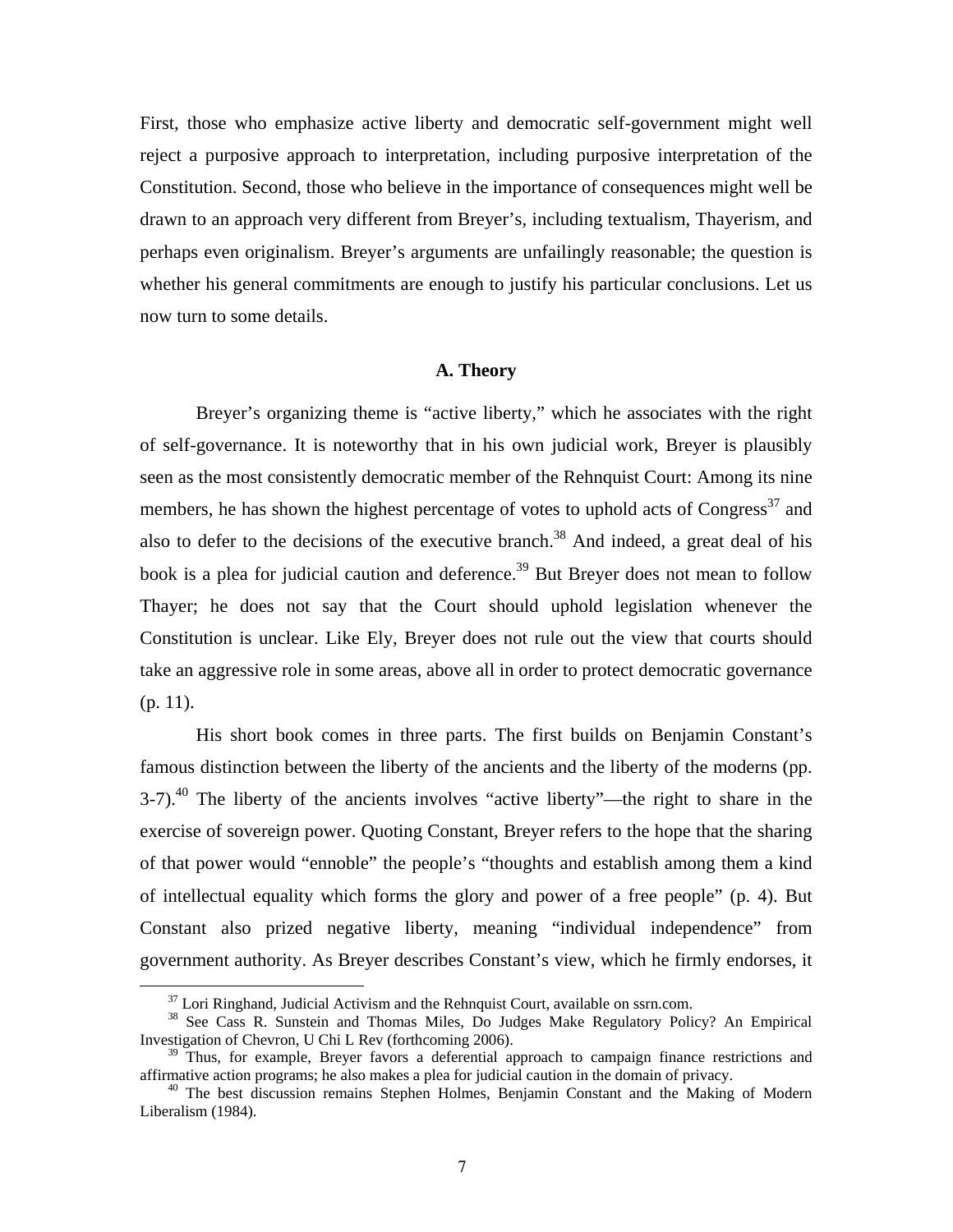First, those who emphasize active liberty and democratic self-government might well reject a purposive approach to interpretation, including purposive interpretation of the Constitution. Second, those who believe in the importance of consequences might well be drawn to an approach very different from Breyer's, including textualism, Thayerism, and perhaps even originalism. Breyer's arguments are unfailingly reasonable; the question is whether his general commitments are enough to justify his particular conclusions. Let us now turn to some details.

### A. Theory

Breyer's organizing theme is "active liberty," which he associates with the right of self-governance. It is noteworthy that in his own judicial work, Breyer is plausibly seen as the most consistently democratic member of the Rehnquist Court: Among its nine members, he has shown the highest percentage of votes to uphold acts of Congress[37] and also to defer to the decisions of the executive branch.[38] And indeed, a great deal of his book is a plea for judicial caution and deference.[39] But Breyer does not mean to follow Thayer; he does not say that the Court should uphold legislation whenever the Constitution is unclear. Like Ely, Breyer does not rule out the view that courts should take an aggressive role in some areas, above all in order to protect democratic governance (p. 11).

His short book comes in three parts. The first builds on Benjamin Constant's famous distinction between the liberty of the ancients and the liberty of the moderns (pp. 3-7).[40] The liberty of the ancients involves "active liberty"—the right to share in the exercise of sovereign power. Quoting Constant, Breyer refers to the hope that the sharing of that power would "ennoble" the people's "thoughts and establish among them a kind of intellectual equality which forms the glory and power of a free people" (p. 4). But Constant also prized negative liberty, meaning "individual independence" from government authority. As Breyer describes Constant's view, which he firmly endorses, it

---

[37] Lori Ringhand, Judicial Activism and the Rehnquist Court, available on ssrn.com.

[38] See Cass R. Sunstein and Thomas Miles, Do Judges Make Regulatory Policy? An Empirical Investigation of Chevron, U Chi L Rev (forthcoming 2006).

[39] Thus, for example, Breyer favors a deferential approach to campaign finance restrictions and affirmative action programs; he also makes a plea for judicial caution in the domain of privacy.

[40] The best discussion remains Stephen Holmes, Benjamin Constant and the Making of Modern Liberalism (1984).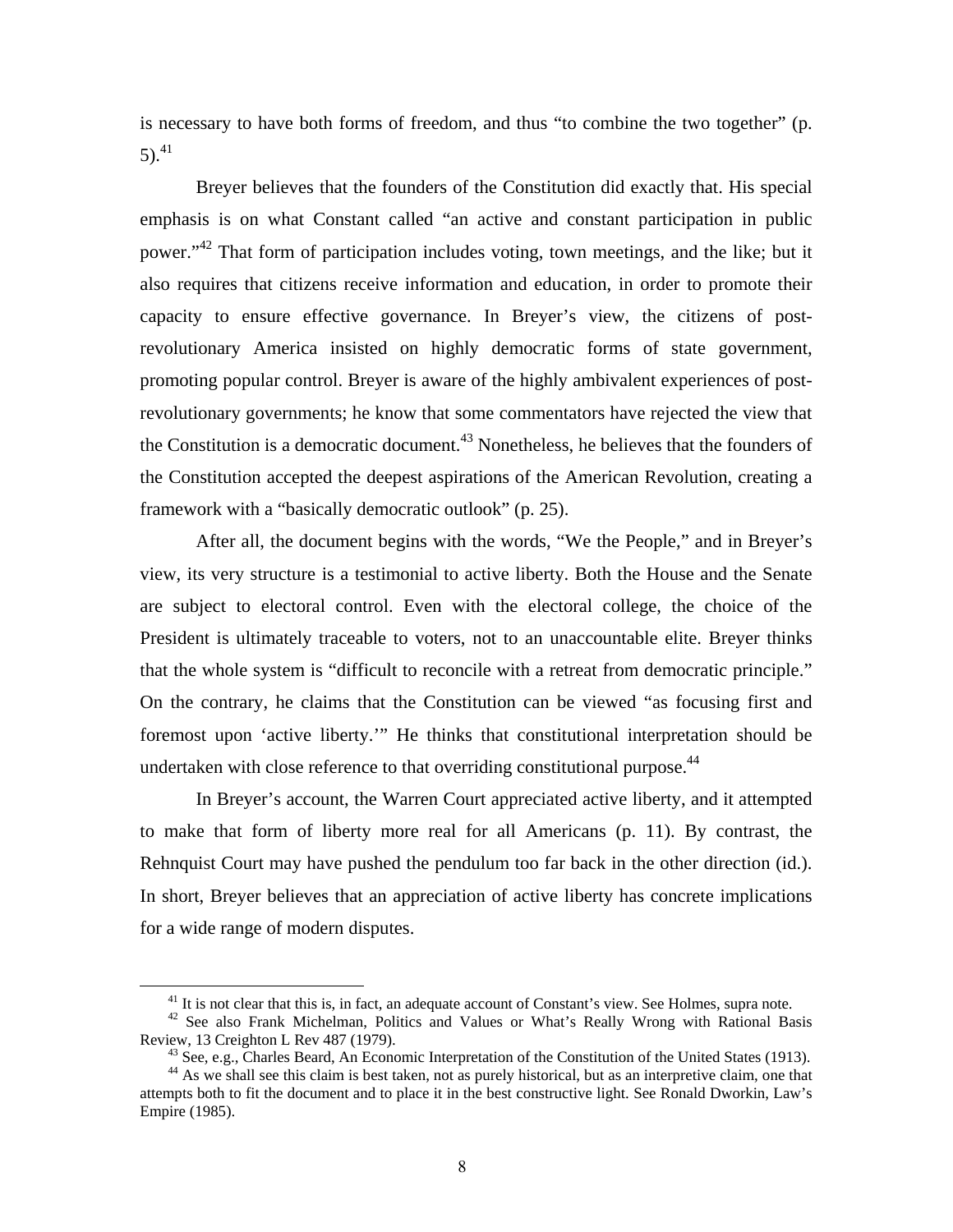is necessary to have both forms of freedom, and thus "to combine the two together" (p. 5).[41]

Breyer believes that the founders of the Constitution did exactly that. His special emphasis is on what Constant called "an active and constant participation in public power."[42] That form of participation includes voting, town meetings, and the like; but it also requires that citizens receive information and education, in order to promote their capacity to ensure effective governance. In Breyer's view, the citizens of post-revolutionary America insisted on highly democratic forms of state government, promoting popular control. Breyer is aware of the highly ambivalent experiences of post-revolutionary governments; he know that some commentators have rejected the view that the Constitution is a democratic document.[43] Nonetheless, he believes that the founders of the Constitution accepted the deepest aspirations of the American Revolution, creating a framework with a "basically democratic outlook" (p. 25).

After all, the document begins with the words, "We the People," and in Breyer's view, its very structure is a testimonial to active liberty. Both the House and the Senate are subject to electoral control. Even with the electoral college, the choice of the President is ultimately traceable to voters, not to an unaccountable elite. Breyer thinks that the whole system is "difficult to reconcile with a retreat from democratic principle." On the contrary, he claims that the Constitution can be viewed "as focusing first and foremost upon 'active liberty.'" He thinks that constitutional interpretation should be undertaken with close reference to that overriding constitutional purpose.[44]

In Breyer's account, the Warren Court appreciated active liberty, and it attempted to make that form of liberty more real for all Americans (p. 11). By contrast, the Rehnquist Court may have pushed the pendulum too far back in the other direction (id.). In short, Breyer believes that an appreciation of active liberty has concrete implications for a wide range of modern disputes.

---

[41] It is not clear that this is, in fact, an adequate account of Constant's view. See Holmes, supra note.

[42] See also Frank Michelman, Politics and Values or What's Really Wrong with Rational Basis Review, 13 Creighton L Rev 487 (1979).

[43] See, e.g., Charles Beard, An Economic Interpretation of the Constitution of the United States (1913).

[44] As we shall see this claim is best taken, not as purely historical, but as an interpretive claim, one that attempts both to fit the document and to place it in the best constructive light. See Ronald Dworkin, Law's Empire (1985).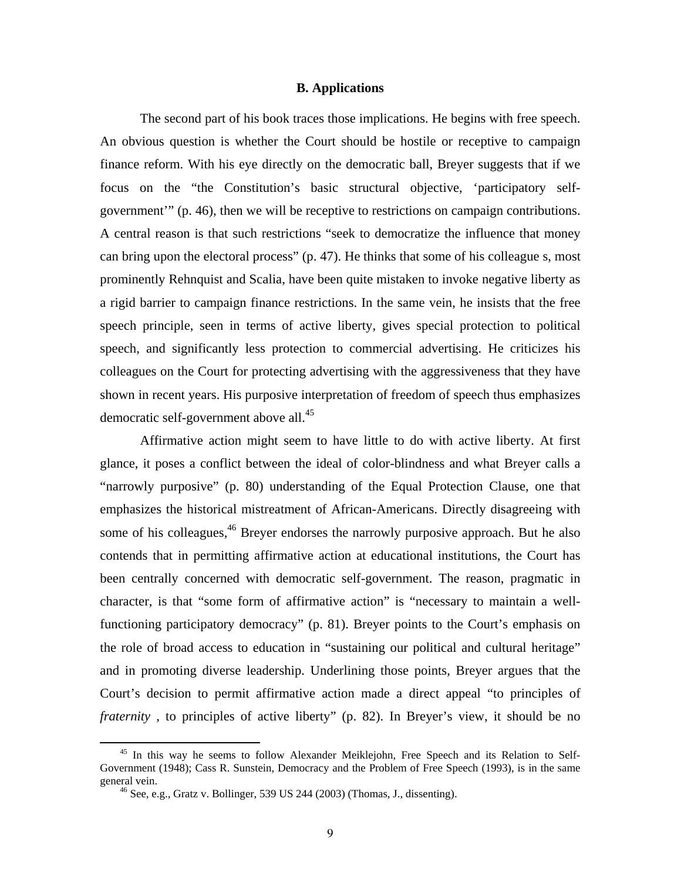### B. Applications

The second part of his book traces those implications. He begins with free speech. An obvious question is whether the Court should be hostile or receptive to campaign finance reform. With his eye directly on the democratic ball, Breyer suggests that if we focus on the "the Constitution's basic structural objective, 'participatory self-government'" (p. 46), then we will be receptive to restrictions on campaign contributions. A central reason is that such restrictions "seek to democratize the influence that money can bring upon the electoral process" (p. 47). He thinks that some of his colleague s, most prominently Rehnquist and Scalia, have been quite mistaken to invoke negative liberty as a rigid barrier to campaign finance restrictions. In the same vein, he insists that the free speech principle, seen in terms of active liberty, gives special protection to political speech, and significantly less protection to commercial advertising. He criticizes his colleagues on the Court for protecting advertising with the aggressiveness that they have shown in recent years. His purposive interpretation of freedom of speech thus emphasizes democratic self-government above all.[45]

Affirmative action might seem to have little to do with active liberty. At first glance, it poses a conflict between the ideal of color-blindness and what Breyer calls a "narrowly purposive" (p. 80) understanding of the Equal Protection Clause, one that emphasizes the historical mistreatment of African-Americans. Directly disagreeing with some of his colleagues,[46] Breyer endorses the narrowly purposive approach. But he also contends that in permitting affirmative action at educational institutions, the Court has been centrally concerned with democratic self-government. The reason, pragmatic in character, is that "some form of affirmative action" is "necessary to maintain a well-functioning participatory democracy" (p. 81). Breyer points to the Court's emphasis on the role of broad access to education in "sustaining our political and cultural heritage" and in promoting diverse leadership. Underlining those points, Breyer argues that the Court's decision to permit affirmative action made a direct appeal "to principles of *fraternity* , to principles of active liberty" (p. 82). In Breyer's view, it should be no

---

[45] In this way he seems to follow Alexander Meiklejohn, Free Speech and its Relation to Self-Government (1948); Cass R. Sunstein, Democracy and the Problem of Free Speech (1993), is in the same general vein.

[46] See, e.g., Gratz v. Bollinger, 539 US 244 (2003) (Thomas, J., dissenting).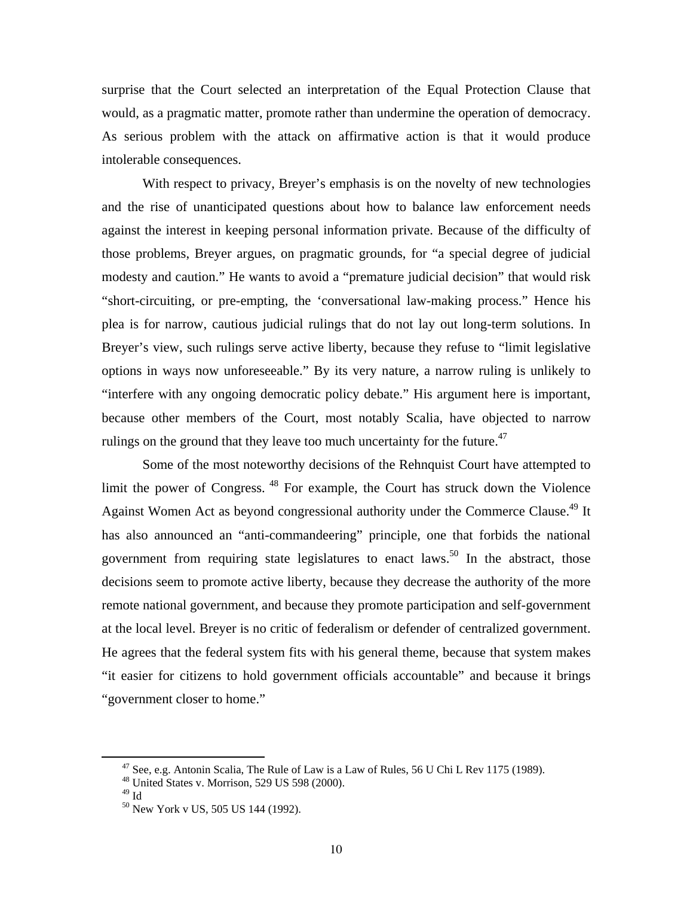surprise that the Court selected an interpretation of the Equal Protection Clause that would, as a pragmatic matter, promote rather than undermine the operation of democracy. As serious problem with the attack on affirmative action is that it would produce intolerable consequences.

With respect to privacy, Breyer's emphasis is on the novelty of new technologies and the rise of unanticipated questions about how to balance law enforcement needs against the interest in keeping personal information private. Because of the difficulty of those problems, Breyer argues, on pragmatic grounds, for "a special degree of judicial modesty and caution." He wants to avoid a "premature judicial decision" that would risk "short-circuiting, or pre-empting, the 'conversational law-making process." Hence his plea is for narrow, cautious judicial rulings that do not lay out long-term solutions. In Breyer's view, such rulings serve active liberty, because they refuse to "limit legislative options in ways now unforeseeable." By its very nature, a narrow ruling is unlikely to "interfere with any ongoing democratic policy debate." His argument here is important, because other members of the Court, most notably Scalia, have objected to narrow rulings on the ground that they leave too much uncertainty for the future.[47]

Some of the most noteworthy decisions of the Rehnquist Court have attempted to limit the power of Congress. [48] For example, the Court has struck down the Violence Against Women Act as beyond congressional authority under the Commerce Clause.[49] It has also announced an "anti-commandeering" principle, one that forbids the national government from requiring state legislatures to enact laws.[50] In the abstract, those decisions seem to promote active liberty, because they decrease the authority of the more remote national government, and because they promote participation and self-government at the local level. Breyer is no critic of federalism or defender of centralized government. He agrees that the federal system fits with his general theme, because that system makes "it easier for citizens to hold government officials accountable" and because it brings "government closer to home."

---

[47] See, e.g. Antonin Scalia, The Rule of Law is a Law of Rules, 56 U Chi L Rev 1175 (1989).

[48] United States v. Morrison, 529 US 598 (2000).

[49] Id

[50] New York v US, 505 US 144 (1992).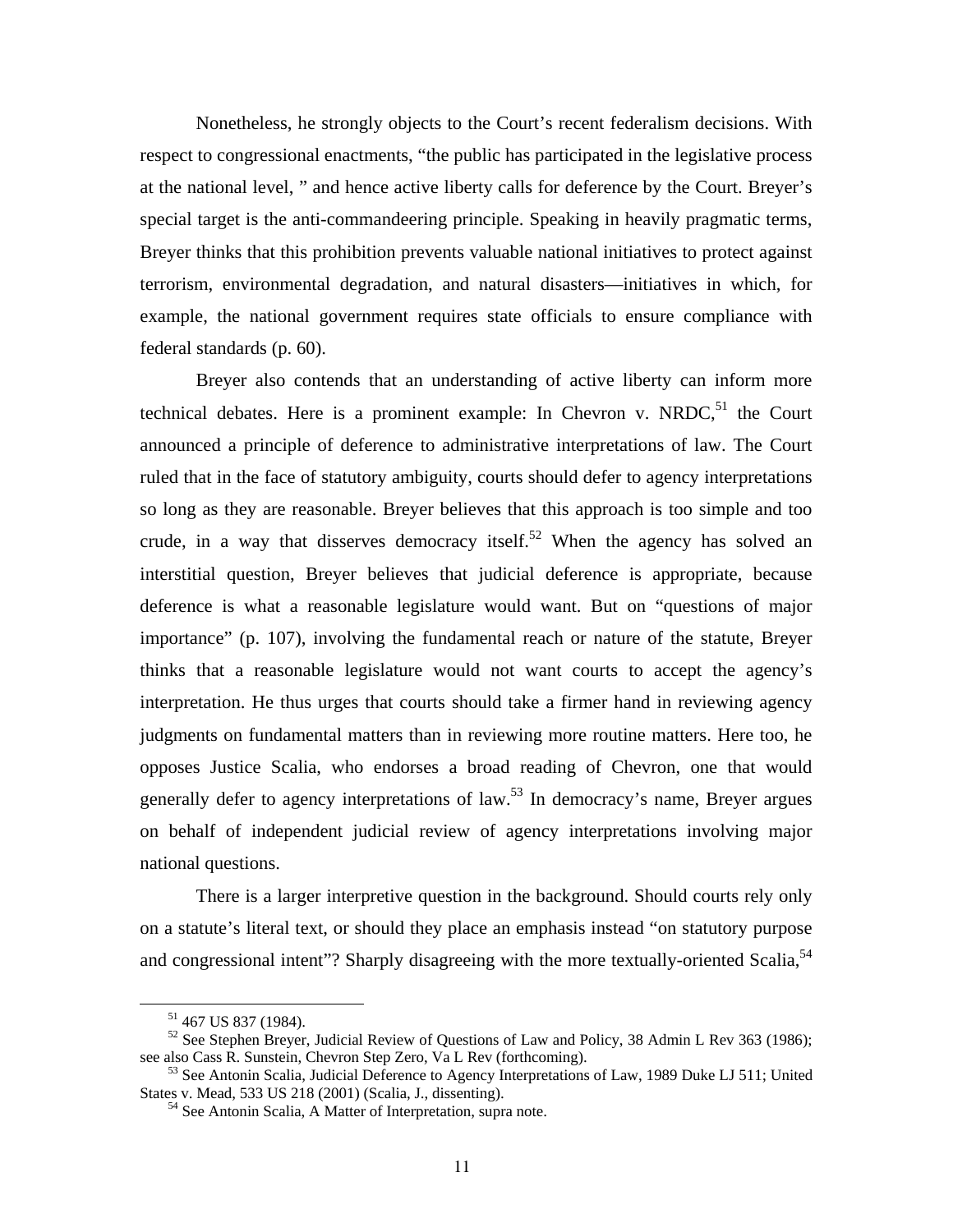Nonetheless, he strongly objects to the Court's recent federalism decisions. With respect to congressional enactments, "the public has participated in the legislative process at the national level, " and hence active liberty calls for deference by the Court. Breyer's special target is the anti-commandeering principle. Speaking in heavily pragmatic terms, Breyer thinks that this prohibition prevents valuable national initiatives to protect against terrorism, environmental degradation, and natural disasters—initiatives in which, for example, the national government requires state officials to ensure compliance with federal standards (p. 60).

Breyer also contends that an understanding of active liberty can inform more technical debates. Here is a prominent example: In Chevron v. NRDC,[51] the Court announced a principle of deference to administrative interpretations of law. The Court ruled that in the face of statutory ambiguity, courts should defer to agency interpretations so long as they are reasonable. Breyer believes that this approach is too simple and too crude, in a way that disserves democracy itself.[52] When the agency has solved an interstitial question, Breyer believes that judicial deference is appropriate, because deference is what a reasonable legislature would want. But on "questions of major importance" (p. 107), involving the fundamental reach or nature of the statute, Breyer thinks that a reasonable legislature would not want courts to accept the agency's interpretation. He thus urges that courts should take a firmer hand in reviewing agency judgments on fundamental matters than in reviewing more routine matters. Here too, he opposes Justice Scalia, who endorses a broad reading of Chevron, one that would generally defer to agency interpretations of law.[53] In democracy's name, Breyer argues on behalf of independent judicial review of agency interpretations involving major national questions.

There is a larger interpretive question in the background. Should courts rely only on a statute's literal text, or should they place an emphasis instead "on statutory purpose and congressional intent"? Sharply disagreeing with the more textually-oriented Scalia,[54]

---

[51] 467 US 837 (1984).

[52] See Stephen Breyer, Judicial Review of Questions of Law and Policy, 38 Admin L Rev 363 (1986); see also Cass R. Sunstein, Chevron Step Zero, Va L Rev (forthcoming).

[53] See Antonin Scalia, Judicial Deference to Agency Interpretations of Law, 1989 Duke LJ 511; United States v. Mead, 533 US 218 (2001) (Scalia, J., dissenting).

[54] See Antonin Scalia, A Matter of Interpretation, supra note.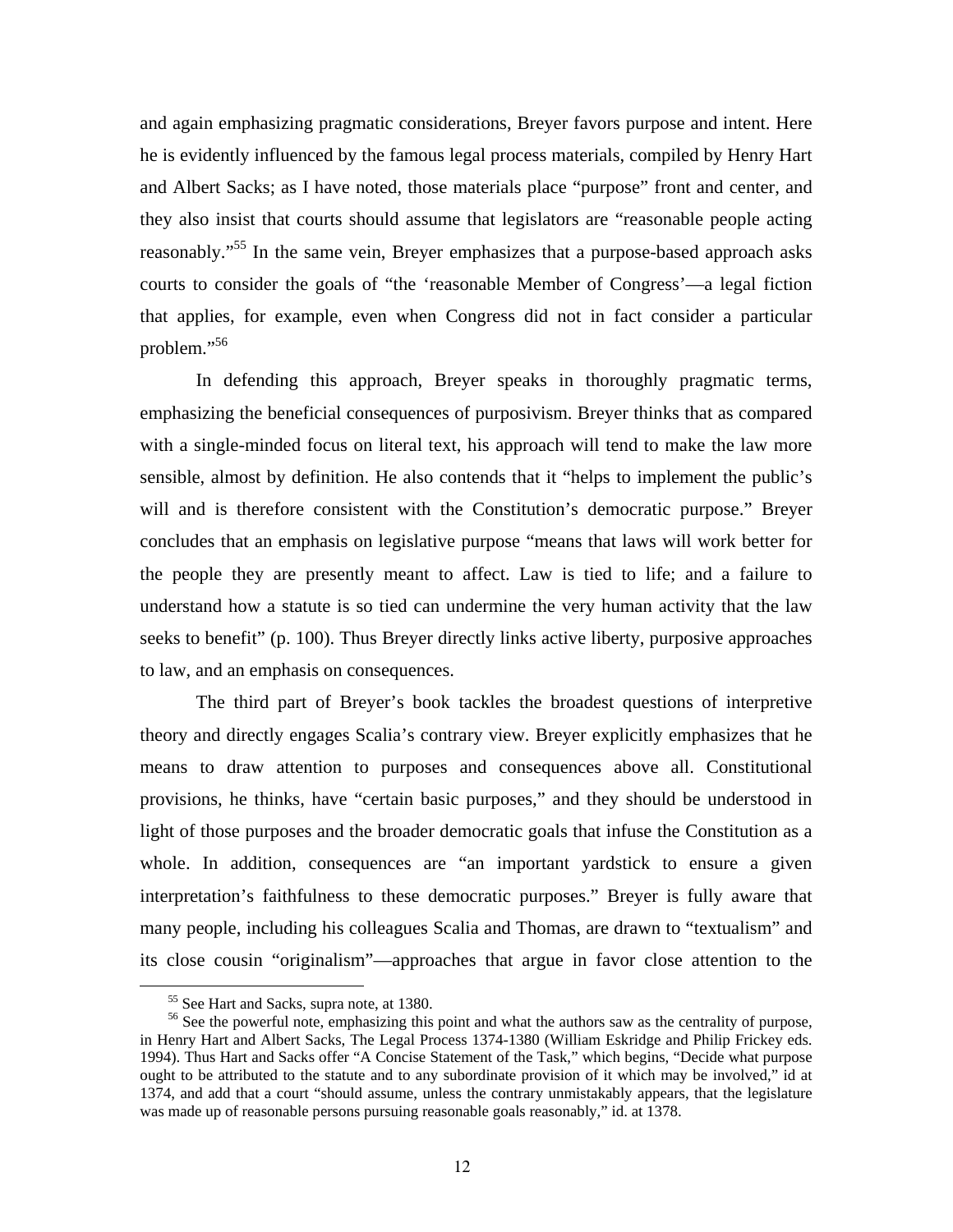and again emphasizing pragmatic considerations, Breyer favors purpose and intent. Here he is evidently influenced by the famous legal process materials, compiled by Henry Hart and Albert Sacks; as I have noted, those materials place "purpose" front and center, and they also insist that courts should assume that legislators are "reasonable people acting reasonably."[55] In the same vein, Breyer emphasizes that a purpose-based approach asks courts to consider the goals of "the 'reasonable Member of Congress'—a legal fiction that applies, for example, even when Congress did not in fact consider a particular problem."[56]

In defending this approach, Breyer speaks in thoroughly pragmatic terms, emphasizing the beneficial consequences of purposivism. Breyer thinks that as compared with a single-minded focus on literal text, his approach will tend to make the law more sensible, almost by definition. He also contends that it "helps to implement the public's will and is therefore consistent with the Constitution's democratic purpose." Breyer concludes that an emphasis on legislative purpose "means that laws will work better for the people they are presently meant to affect. Law is tied to life; and a failure to understand how a statute is so tied can undermine the very human activity that the law seeks to benefit" (p. 100). Thus Breyer directly links active liberty, purposive approaches to law, and an emphasis on consequences.

The third part of Breyer's book tackles the broadest questions of interpretive theory and directly engages Scalia's contrary view. Breyer explicitly emphasizes that he means to draw attention to purposes and consequences above all. Constitutional provisions, he thinks, have "certain basic purposes," and they should be understood in light of those purposes and the broader democratic goals that infuse the Constitution as a whole. In addition, consequences are "an important yardstick to ensure a given interpretation's faithfulness to these democratic purposes." Breyer is fully aware that many people, including his colleagues Scalia and Thomas, are drawn to "textualism" and its close cousin "originalism"—approaches that argue in favor close attention to the

---

[55] See Hart and Sacks, supra note, at 1380.

[56] See the powerful note, emphasizing this point and what the authors saw as the centrality of purpose, in Henry Hart and Albert Sacks, The Legal Process 1374-1380 (William Eskridge and Philip Frickey eds. 1994). Thus Hart and Sacks offer "A Concise Statement of the Task," which begins, "Decide what purpose ought to be attributed to the statute and to any subordinate provision of it which may be involved," id at 1374, and add that a court "should assume, unless the contrary unmistakably appears, that the legislature was made up of reasonable persons pursuing reasonable goals reasonably," id. at 1378.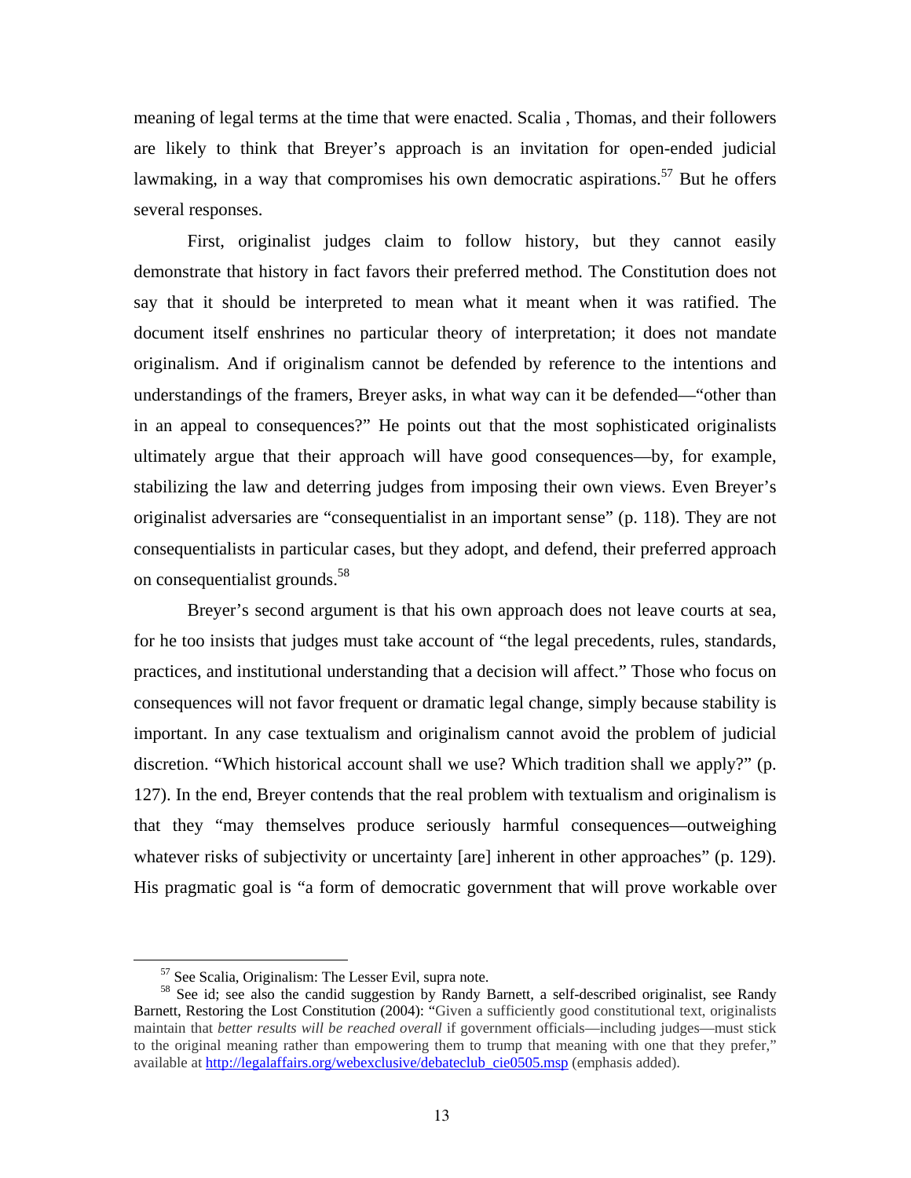meaning of legal terms at the time that were enacted. Scalia , Thomas, and their followers are likely to think that Breyer's approach is an invitation for open-ended judicial lawmaking, in a way that compromises his own democratic aspirations.[57] But he offers several responses.

First, originalist judges claim to follow history, but they cannot easily demonstrate that history in fact favors their preferred method. The Constitution does not say that it should be interpreted to mean what it meant when it was ratified. The document itself enshrines no particular theory of interpretation; it does not mandate originalism. And if originalism cannot be defended by reference to the intentions and understandings of the framers, Breyer asks, in what way can it be defended—"other than in an appeal to consequences?" He points out that the most sophisticated originalists ultimately argue that their approach will have good consequences—by, for example, stabilizing the law and deterring judges from imposing their own views. Even Breyer's originalist adversaries are "consequentialist in an important sense" (p. 118). They are not consequentialists in particular cases, but they adopt, and defend, their preferred approach on consequentialist grounds.[58]

Breyer's second argument is that his own approach does not leave courts at sea, for he too insists that judges must take account of "the legal precedents, rules, standards, practices, and institutional understanding that a decision will affect." Those who focus on consequences will not favor frequent or dramatic legal change, simply because stability is important. In any case textualism and originalism cannot avoid the problem of judicial discretion. "Which historical account shall we use? Which tradition shall we apply?" (p. 127). In the end, Breyer contends that the real problem with textualism and originalism is that they "may themselves produce seriously harmful consequences—outweighing whatever risks of subjectivity or uncertainty [are] inherent in other approaches" (p. 129). His pragmatic goal is "a form of democratic government that will prove workable over

---

[57] See Scalia, Originalism: The Lesser Evil, supra note.

[58] See id; see also the candid suggestion by Randy Barnett, a self-described originalist, see Randy Barnett, Restoring the Lost Constitution (2004): "Given a sufficiently good constitutional text, originalists maintain that *better results will be reached overall* if government officials—including judges—must stick to the original meaning rather than empowering them to trump that meaning with one that they prefer," available at http://legalaffairs.org/webexclusive/debateclub_cie0505.msp (emphasis added).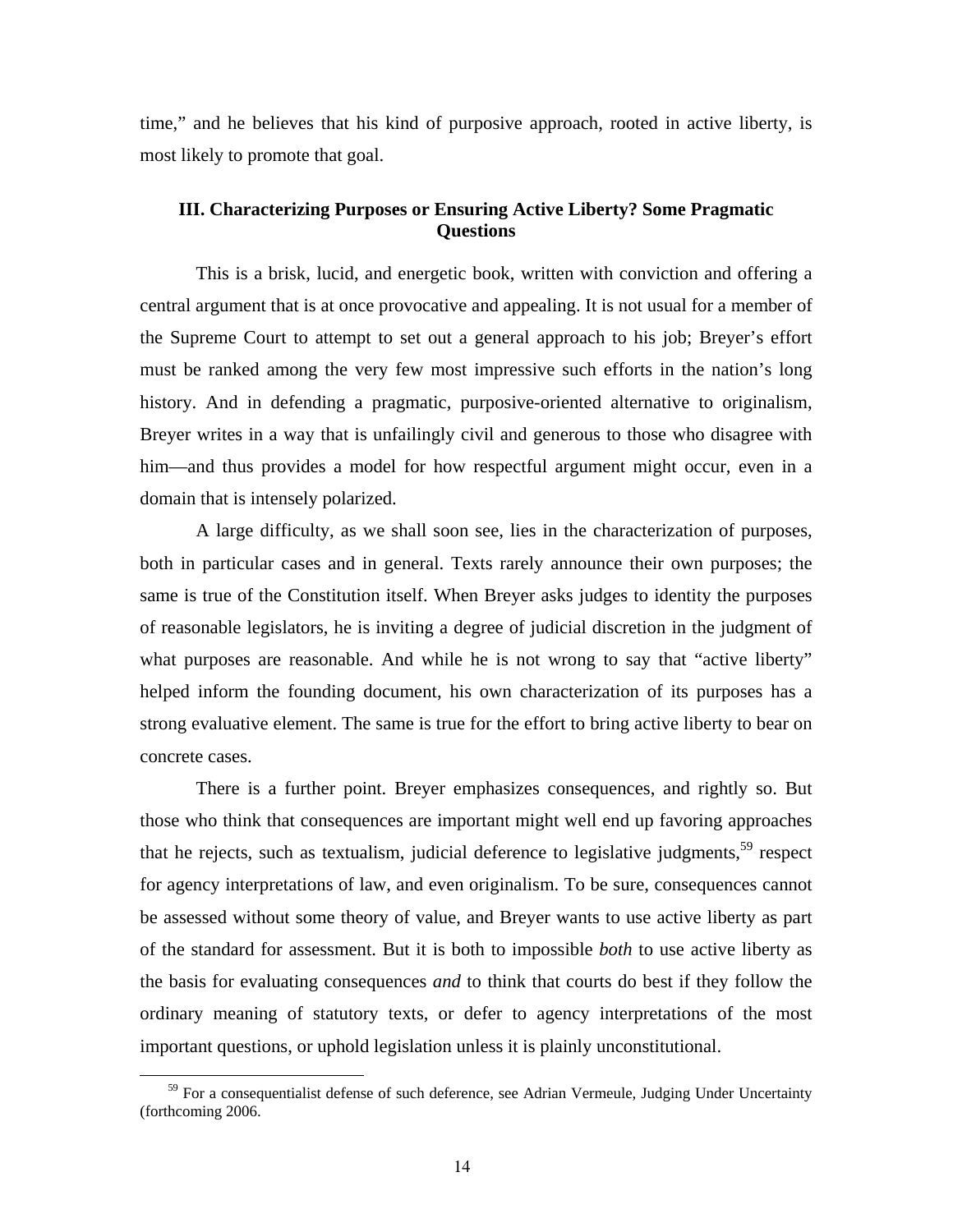time," and he believes that his kind of purposive approach, rooted in active liberty, is most likely to promote that goal.

### III. Characterizing Purposes or Ensuring Active Liberty? Some Pragmatic Questions

This is a brisk, lucid, and energetic book, written with conviction and offering a central argument that is at once provocative and appealing. It is not usual for a member of the Supreme Court to attempt to set out a general approach to his job; Breyer's effort must be ranked among the very few most impressive such efforts in the nation's long history. And in defending a pragmatic, purposive-oriented alternative to originalism, Breyer writes in a way that is unfailingly civil and generous to those who disagree with him—and thus provides a model for how respectful argument might occur, even in a domain that is intensely polarized.

A large difficulty, as we shall soon see, lies in the characterization of purposes, both in particular cases and in general. Texts rarely announce their own purposes; the same is true of the Constitution itself. When Breyer asks judges to identity the purposes of reasonable legislators, he is inviting a degree of judicial discretion in the judgment of what purposes are reasonable. And while he is not wrong to say that "active liberty" helped inform the founding document, his own characterization of its purposes has a strong evaluative element. The same is true for the effort to bring active liberty to bear on concrete cases.

There is a further point. Breyer emphasizes consequences, and rightly so. But those who think that consequences are important might well end up favoring approaches that he rejects, such as textualism, judicial deference to legislative judgments,[59] respect for agency interpretations of law, and even originalism. To be sure, consequences cannot be assessed without some theory of value, and Breyer wants to use active liberty as part of the standard for assessment. But it is both to impossible *both* to use active liberty as the basis for evaluating consequences *and* to think that courts do best if they follow the ordinary meaning of statutory texts, or defer to agency interpretations of the most important questions, or uphold legislation unless it is plainly unconstitutional.

---

[59] For a consequentialist defense of such deference, see Adrian Vermeule, Judging Under Uncertainty (forthcoming 2006.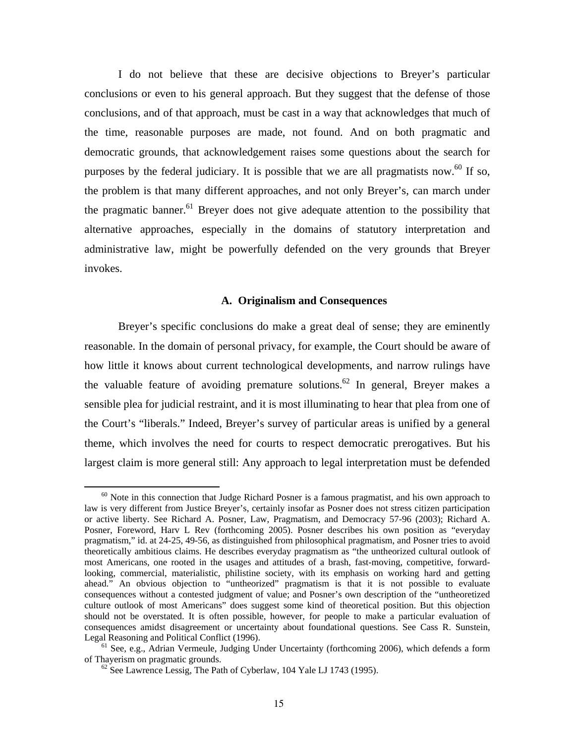I do not believe that these are decisive objections to Breyer's particular conclusions or even to his general approach. But they suggest that the defense of those conclusions, and of that approach, must be cast in a way that acknowledges that much of the time, reasonable purposes are made, not found. And on both pragmatic and democratic grounds, that acknowledgement raises some questions about the search for purposes by the federal judiciary. It is possible that we are all pragmatists now.[60] If so, the problem is that many different approaches, and not only Breyer's, can march under the pragmatic banner.[61] Breyer does not give adequate attention to the possibility that alternative approaches, especially in the domains of statutory interpretation and administrative law, might be powerfully defended on the very grounds that Breyer invokes.

### A. Originalism and Consequences

Breyer's specific conclusions do make a great deal of sense; they are eminently reasonable. In the domain of personal privacy, for example, the Court should be aware of how little it knows about current technological developments, and narrow rulings have the valuable feature of avoiding premature solutions.[62] In general, Breyer makes a sensible plea for judicial restraint, and it is most illuminating to hear that plea from one of the Court's "liberals." Indeed, Breyer's survey of particular areas is unified by a general theme, which involves the need for courts to respect democratic prerogatives. But his largest claim is more general still: Any approach to legal interpretation must be defended

---

[60] Note in this connection that Judge Richard Posner is a famous pragmatist, and his own approach to law is very different from Justice Breyer's, certainly insofar as Posner does not stress citizen participation or active liberty. See Richard A. Posner, Law, Pragmatism, and Democracy 57-96 (2003); Richard A. Posner, Foreword, Harv L Rev (forthcoming 2005). Posner describes his own position as "everyday pragmatism," id. at 24-25, 49-56, as distinguished from philosophical pragmatism, and Posner tries to avoid theoretically ambitious claims. He describes everyday pragmatism as "the untheorized cultural outlook of most Americans, one rooted in the usages and attitudes of a brash, fast-moving, competitive, forward-looking, commercial, materialistic, philistine society, with its emphasis on working hard and getting ahead." An obvious objection to "untheorized" pragmatism is that it is not possible to evaluate consequences without a contested judgment of value; and Posner's own description of the "untheoretized culture outlook of most Americans" does suggest some kind of theoretical position. But this objection should not be overstated. It is often possible, however, for people to make a particular evaluation of consequences amidst disagreement or uncertainty about foundational questions. See Cass R. Sunstein, Legal Reasoning and Political Conflict (1996).

[61] See, e.g., Adrian Vermeule, Judging Under Uncertainty (forthcoming 2006), which defends a form of Thayerism on pragmatic grounds.

[62] See Lawrence Lessig, The Path of Cyberlaw, 104 Yale LJ 1743 (1995).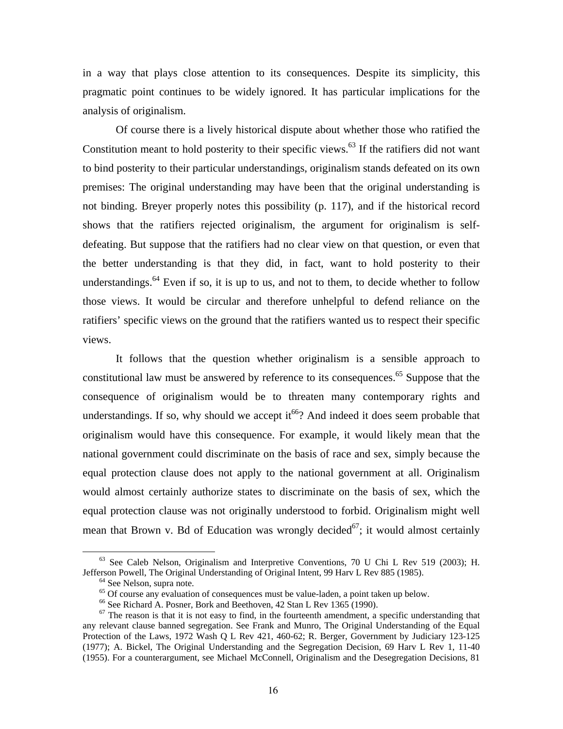in a way that plays close attention to its consequences. Despite its simplicity, this pragmatic point continues to be widely ignored. It has particular implications for the analysis of originalism.

Of course there is a lively historical dispute about whether those who ratified the Constitution meant to hold posterity to their specific views.[63] If the ratifiers did not want to bind posterity to their particular understandings, originalism stands defeated on its own premises: The original understanding may have been that the original understanding is not binding. Breyer properly notes this possibility (p. 117), and if the historical record shows that the ratifiers rejected originalism, the argument for originalism is self-defeating. But suppose that the ratifiers had no clear view on that question, or even that the better understanding is that they did, in fact, want to hold posterity to their understandings.[64] Even if so, it is up to us, and not to them, to decide whether to follow those views. It would be circular and therefore unhelpful to defend reliance on the ratifiers' specific views on the ground that the ratifiers wanted us to respect their specific views.

It follows that the question whether originalism is a sensible approach to constitutional law must be answered by reference to its consequences.[65] Suppose that the consequence of originalism would be to threaten many contemporary rights and understandings. If so, why should we accept it[66]? And indeed it does seem probable that originalism would have this consequence. For example, it would likely mean that the national government could discriminate on the basis of race and sex, simply because the equal protection clause does not apply to the national government at all. Originalism would almost certainly authorize states to discriminate on the basis of sex, which the equal protection clause was not originally understood to forbid. Originalism might well mean that Brown v. Bd of Education was wrongly decided[67]; it would almost certainly

---

[63] See Caleb Nelson, Originalism and Interpretive Conventions, 70 U Chi L Rev 519 (2003); H. Jefferson Powell, The Original Understanding of Original Intent, 99 Harv L Rev 885 (1985).

[64] See Nelson, supra note.

[65] Of course any evaluation of consequences must be value-laden, a point taken up below.

[66] See Richard A. Posner, Bork and Beethoven, 42 Stan L Rev 1365 (1990).

[67] The reason is that it is not easy to find, in the fourteenth amendment, a specific understanding that any relevant clause banned segregation. See Frank and Munro, The Original Understanding of the Equal Protection of the Laws, 1972 Wash Q L Rev 421, 460-62; R. Berger, Government by Judiciary 123-125 (1977); A. Bickel, The Original Understanding and the Segregation Decision, 69 Harv L Rev 1, 11-40 (1955). For a counterargument, see Michael McConnell, Originalism and the Desegregation Decisions, 81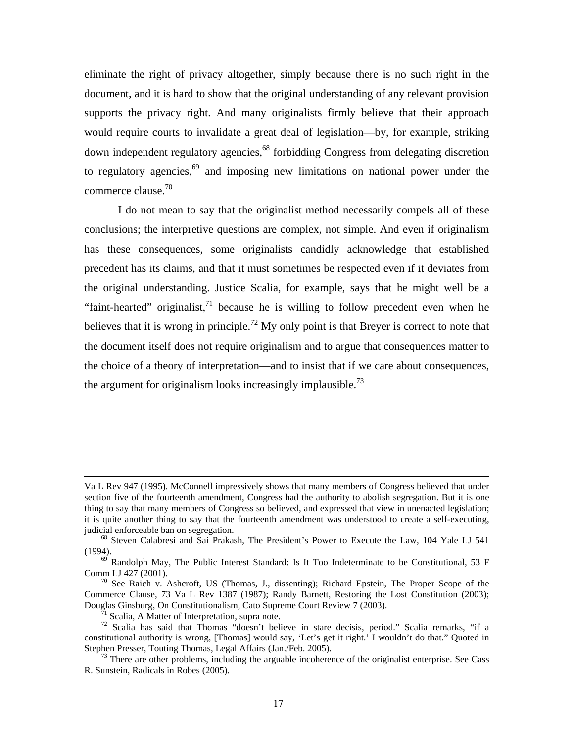eliminate the right of privacy altogether, simply because there is no such right in the document, and it is hard to show that the original understanding of any relevant provision supports the privacy right. And many originalists firmly believe that their approach would require courts to invalidate a great deal of legislation—by, for example, striking down independent regulatory agencies,[68] forbidding Congress from delegating discretion to regulatory agencies,[69] and imposing new limitations on national power under the commerce clause.[70]

I do not mean to say that the originalist method necessarily compels all of these conclusions; the interpretive questions are complex, not simple. And even if originalism has these consequences, some originalists candidly acknowledge that established precedent has its claims, and that it must sometimes be respected even if it deviates from the original understanding. Justice Scalia, for example, says that he might well be a "faint-hearted" originalist,[71] because he is willing to follow precedent even when he believes that it is wrong in principle.[72] My only point is that Breyer is correct to note that the document itself does not require originalism and to argue that consequences matter to the choice of a theory of interpretation—and to insist that if we care about consequences, the argument for originalism looks increasingly implausible.[73]

---

Va L Rev 947 (1995). McConnell impressively shows that many members of Congress believed that under section five of the fourteenth amendment, Congress had the authority to abolish segregation. But it is one thing to say that many members of Congress so believed, and expressed that view in unenacted legislation; it is quite another thing to say that the fourteenth amendment was understood to create a self-executing, judicial enforceable ban on segregation.

[68] Steven Calabresi and Sai Prakash, The President's Power to Execute the Law, 104 Yale LJ 541 (1994).

[69] Randolph May, The Public Interest Standard: Is It Too Indeterminate to be Constitutional, 53 F Comm LJ 427 (2001).

[70] See Raich v. Ashcroft, US (Thomas, J., dissenting); Richard Epstein, The Proper Scope of the Commerce Clause, 73 Va L Rev 1387 (1987); Randy Barnett, Restoring the Lost Constitution (2003); Douglas Ginsburg, On Constitutionalism, Cato Supreme Court Review 7 (2003).

[71] Scalia, A Matter of Interpretation, supra note.

[72] Scalia has said that Thomas "doesn't believe in stare decisis, period." Scalia remarks, "if a constitutional authority is wrong, [Thomas] would say, 'Let's get it right.' I wouldn't do that." Quoted in Stephen Presser, Touting Thomas, Legal Affairs (Jan./Feb. 2005).

[73] There are other problems, including the arguable incoherence of the originalist enterprise. See Cass R. Sunstein, Radicals in Robes (2005).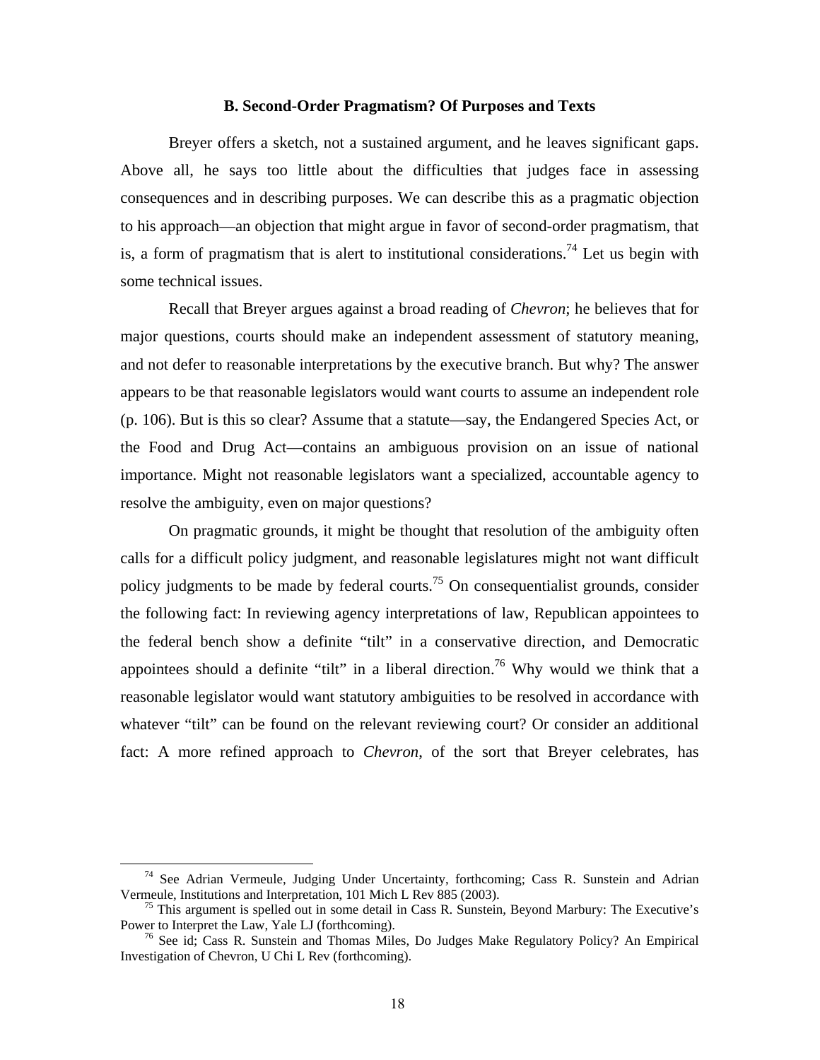### B. Second-Order Pragmatism? Of Purposes and Texts

Breyer offers a sketch, not a sustained argument, and he leaves significant gaps. Above all, he says too little about the difficulties that judges face in assessing consequences and in describing purposes. We can describe this as a pragmatic objection to his approach—an objection that might argue in favor of second-order pragmatism, that is, a form of pragmatism that is alert to institutional considerations.[74] Let us begin with some technical issues.

Recall that Breyer argues against a broad reading of *Chevron*; he believes that for major questions, courts should make an independent assessment of statutory meaning, and not defer to reasonable interpretations by the executive branch. But why? The answer appears to be that reasonable legislators would want courts to assume an independent role (p. 106). But is this so clear? Assume that a statute—say, the Endangered Species Act, or the Food and Drug Act—contains an ambiguous provision on an issue of national importance. Might not reasonable legislators want a specialized, accountable agency to resolve the ambiguity, even on major questions?

On pragmatic grounds, it might be thought that resolution of the ambiguity often calls for a difficult policy judgment, and reasonable legislatures might not want difficult policy judgments to be made by federal courts.[75] On consequentialist grounds, consider the following fact: In reviewing agency interpretations of law, Republican appointees to the federal bench show a definite "tilt" in a conservative direction, and Democratic appointees should a definite "tilt" in a liberal direction.[76] Why would we think that a reasonable legislator would want statutory ambiguities to be resolved in accordance with whatever "tilt" can be found on the relevant reviewing court? Or consider an additional fact: A more refined approach to *Chevron*, of the sort that Breyer celebrates, has

---

[74] See Adrian Vermeule, Judging Under Uncertainty, forthcoming; Cass R. Sunstein and Adrian Vermeule, Institutions and Interpretation, 101 Mich L Rev 885 (2003).

[75] This argument is spelled out in some detail in Cass R. Sunstein, Beyond Marbury: The Executive's Power to Interpret the Law, Yale LJ (forthcoming).

[76] See id; Cass R. Sunstein and Thomas Miles, Do Judges Make Regulatory Policy? An Empirical Investigation of Chevron, U Chi L Rev (forthcoming).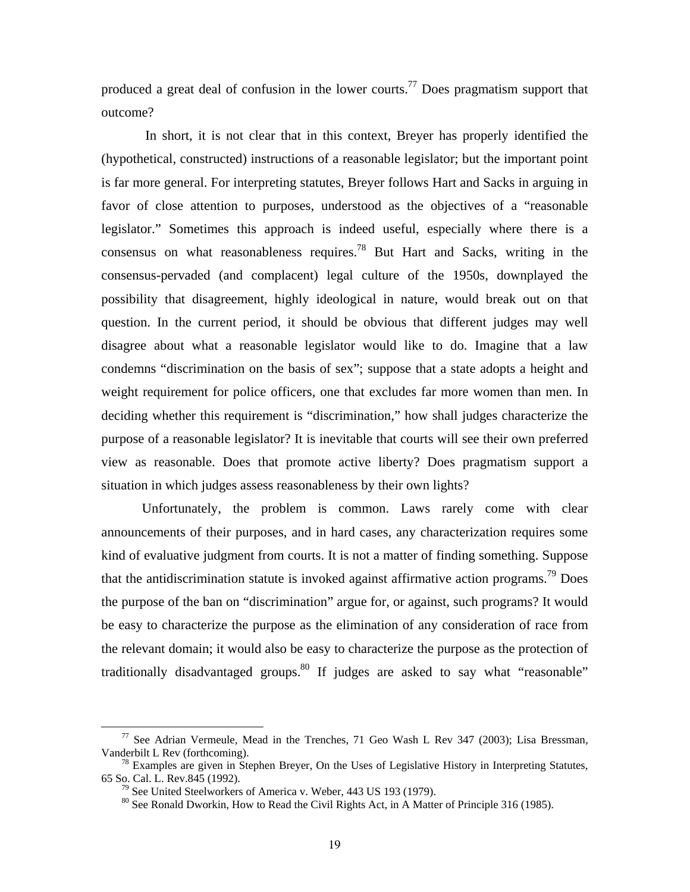produced a great deal of confusion in the lower courts.[77] Does pragmatism support that outcome?

In short, it is not clear that in this context, Breyer has properly identified the (hypothetical, constructed) instructions of a reasonable legislator; but the important point is far more general. For interpreting statutes, Breyer follows Hart and Sacks in arguing in favor of close attention to purposes, understood as the objectives of a "reasonable legislator." Sometimes this approach is indeed useful, especially where there is a consensus on what reasonableness requires.[78] But Hart and Sacks, writing in the consensus-pervaded (and complacent) legal culture of the 1950s, downplayed the possibility that disagreement, highly ideological in nature, would break out on that question. In the current period, it should be obvious that different judges may well disagree about what a reasonable legislator would like to do. Imagine that a law condemns "discrimination on the basis of sex"; suppose that a state adopts a height and weight requirement for police officers, one that excludes far more women than men. In deciding whether this requirement is "discrimination," how shall judges characterize the purpose of a reasonable legislator? It is inevitable that courts will see their own preferred view as reasonable. Does that promote active liberty? Does pragmatism support a situation in which judges assess reasonableness by their own lights?

Unfortunately, the problem is common. Laws rarely come with clear announcements of their purposes, and in hard cases, any characterization requires some kind of evaluative judgment from courts. It is not a matter of finding something. Suppose that the antidiscrimination statute is invoked against affirmative action programs.[79] Does the purpose of the ban on "discrimination" argue for, or against, such programs? It would be easy to characterize the purpose as the elimination of any consideration of race from the relevant domain; it would also be easy to characterize the purpose as the protection of traditionally disadvantaged groups.[80] If judges are asked to say what "reasonable"

---

[77] See Adrian Vermeule, Mead in the Trenches, 71 Geo Wash L Rev 347 (2003); Lisa Bressman, Vanderbilt L Rev (forthcoming).

[78] Examples are given in Stephen Breyer, On the Uses of Legislative History in Interpreting Statutes, 65 So. Cal. L. Rev.845 (1992).

[79] See United Steelworkers of America v. Weber, 443 US 193 (1979).

[80] See Ronald Dworkin, How to Read the Civil Rights Act, in A Matter of Principle 316 (1985).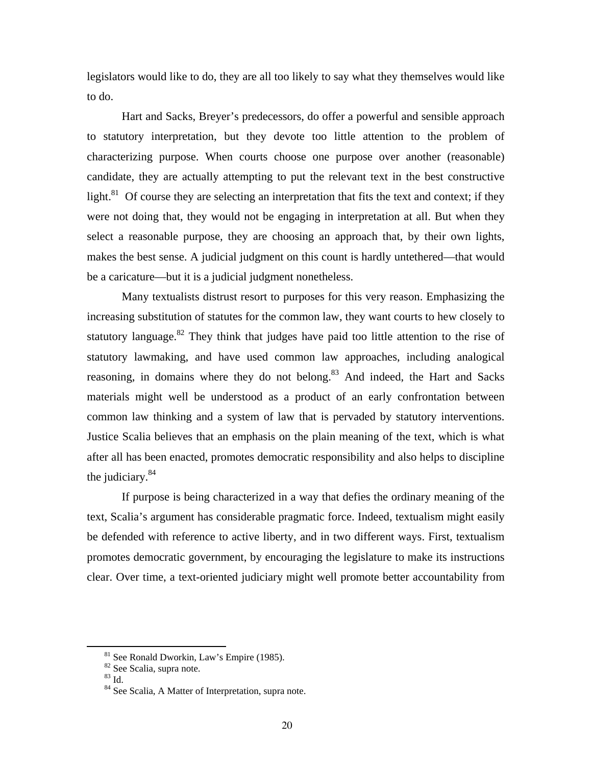legislators would like to do, they are all too likely to say what they themselves would like to do.

Hart and Sacks, Breyer's predecessors, do offer a powerful and sensible approach to statutory interpretation, but they devote too little attention to the problem of characterizing purpose. When courts choose one purpose over another (reasonable) candidate, they are actually attempting to put the relevant text in the best constructive light.[81] Of course they are selecting an interpretation that fits the text and context; if they were not doing that, they would not be engaging in interpretation at all. But when they select a reasonable purpose, they are choosing an approach that, by their own lights, makes the best sense. A judicial judgment on this count is hardly untethered—that would be a caricature—but it is a judicial judgment nonetheless.

Many textualists distrust resort to purposes for this very reason. Emphasizing the increasing substitution of statutes for the common law, they want courts to hew closely to statutory language.[82] They think that judges have paid too little attention to the rise of statutory lawmaking, and have used common law approaches, including analogical reasoning, in domains where they do not belong.[83] And indeed, the Hart and Sacks materials might well be understood as a product of an early confrontation between common law thinking and a system of law that is pervaded by statutory interventions. Justice Scalia believes that an emphasis on the plain meaning of the text, which is what after all has been enacted, promotes democratic responsibility and also helps to discipline the judiciary.[84]

If purpose is being characterized in a way that defies the ordinary meaning of the text, Scalia's argument has considerable pragmatic force. Indeed, textualism might easily be defended with reference to active liberty, and in two different ways. First, textualism promotes democratic government, by encouraging the legislature to make its instructions clear. Over time, a text-oriented judiciary might well promote better accountability from

---

[81] See Ronald Dworkin, Law's Empire (1985).

[82] See Scalia, supra note.

[83] Id.

[84] See Scalia, A Matter of Interpretation, supra note.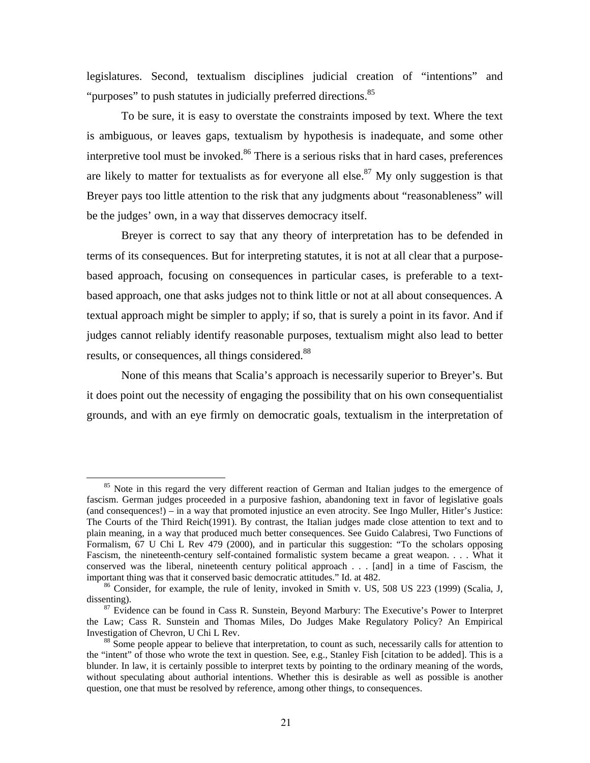legislatures. Second, textualism disciplines judicial creation of "intentions" and "purposes" to push statutes in judicially preferred directions.[85]

To be sure, it is easy to overstate the constraints imposed by text. Where the text is ambiguous, or leaves gaps, textualism by hypothesis is inadequate, and some other interpretive tool must be invoked.[86] There is a serious risks that in hard cases, preferences are likely to matter for textualists as for everyone all else.[87] My only suggestion is that Breyer pays too little attention to the risk that any judgments about "reasonableness" will be the judges' own, in a way that disserves democracy itself.

Breyer is correct to say that any theory of interpretation has to be defended in terms of its consequences. But for interpreting statutes, it is not at all clear that a purpose-based approach, focusing on consequences in particular cases, is preferable to a text-based approach, one that asks judges not to think little or not at all about consequences. A textual approach might be simpler to apply; if so, that is surely a point in its favor. And if judges cannot reliably identify reasonable purposes, textualism might also lead to better results, or consequences, all things considered.[88]

None of this means that Scalia's approach is necessarily superior to Breyer's. But it does point out the necessity of engaging the possibility that on his own consequentialist grounds, and with an eye firmly on democratic goals, textualism in the interpretation of

---

[85] Note in this regard the very different reaction of German and Italian judges to the emergence of fascism. German judges proceeded in a purposive fashion, abandoning text in favor of legislative goals (and consequences!) – in a way that promoted injustice an even atrocity. See Ingo Muller, Hitler's Justice: The Courts of the Third Reich(1991). By contrast, the Italian judges made close attention to text and to plain meaning, in a way that produced much better consequences. See Guido Calabresi, Two Functions of Formalism, 67 U Chi L Rev 479 (2000), and in particular this suggestion: "To the scholars opposing Fascism, the nineteenth-century self-contained formalistic system became a great weapon. . . . What it conserved was the liberal, nineteenth century political approach . . . [and] in a time of Fascism, the important thing was that it conserved basic democratic attitudes." Id. at 482.

[86] Consider, for example, the rule of lenity, invoked in Smith v. US, 508 US 223 (1999) (Scalia, J, dissenting).

[87] Evidence can be found in Cass R. Sunstein, Beyond Marbury: The Executive's Power to Interpret the Law; Cass R. Sunstein and Thomas Miles, Do Judges Make Regulatory Policy? An Empirical Investigation of Chevron, U Chi L Rev.

[88] Some people appear to believe that interpretation, to count as such, necessarily calls for attention to the "intent" of those who wrote the text in question. See, e.g., Stanley Fish [citation to be added]. This is a blunder. In law, it is certainly possible to interpret texts by pointing to the ordinary meaning of the words, without speculating about authorial intentions. Whether this is desirable as well as possible is another question, one that must be resolved by reference, among other things, to consequences.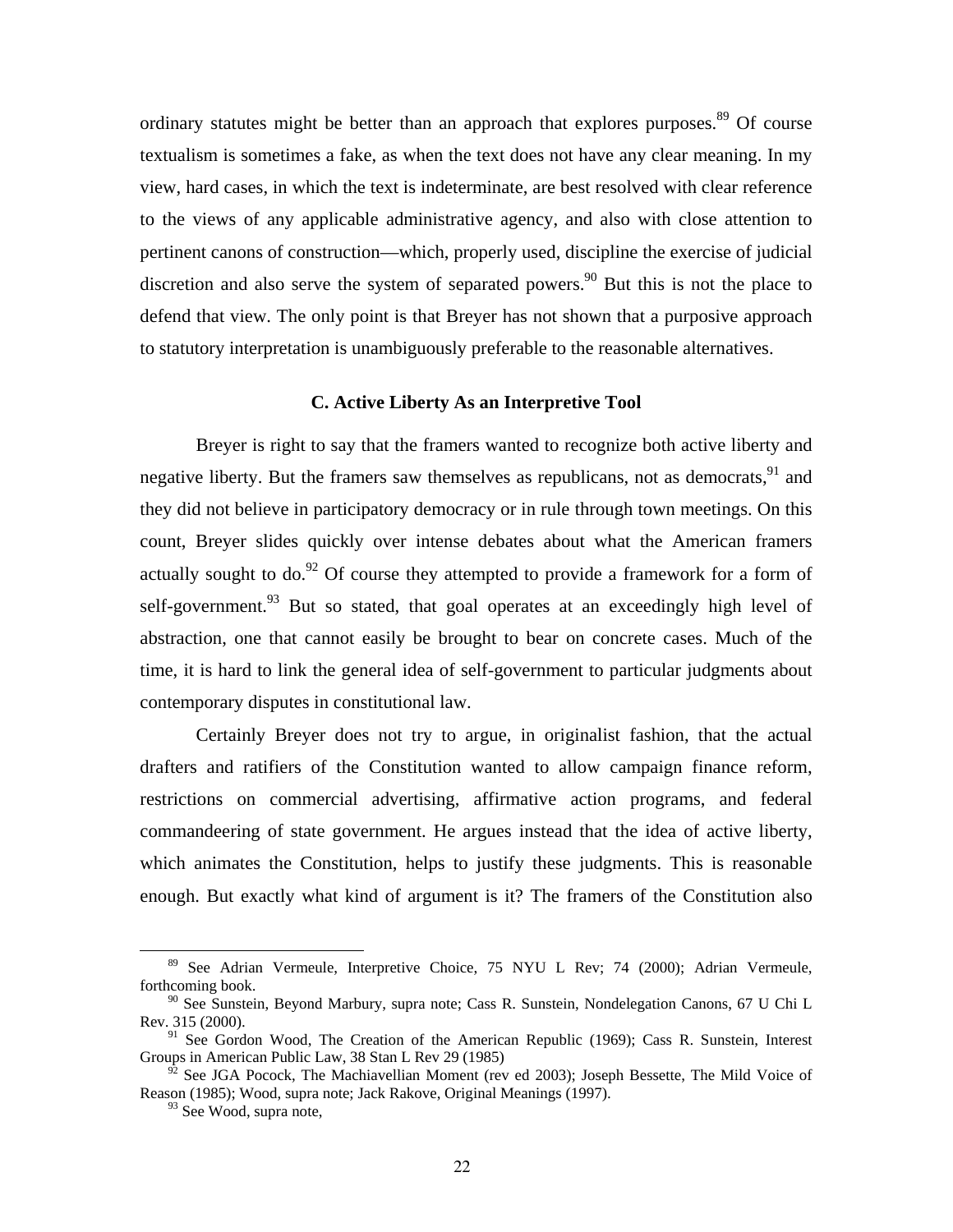ordinary statutes might be better than an approach that explores purposes.[89] Of course textualism is sometimes a fake, as when the text does not have any clear meaning. In my view, hard cases, in which the text is indeterminate, are best resolved with clear reference to the views of any applicable administrative agency, and also with close attention to pertinent canons of construction—which, properly used, discipline the exercise of judicial discretion and also serve the system of separated powers.[90] But this is not the place to defend that view. The only point is that Breyer has not shown that a purposive approach to statutory interpretation is unambiguously preferable to the reasonable alternatives.

### C. Active Liberty As an Interpretive Tool

Breyer is right to say that the framers wanted to recognize both active liberty and negative liberty. But the framers saw themselves as republicans, not as democrats,[91] and they did not believe in participatory democracy or in rule through town meetings. On this count, Breyer slides quickly over intense debates about what the American framers actually sought to do.[92] Of course they attempted to provide a framework for a form of self-government.[93] But so stated, that goal operates at an exceedingly high level of abstraction, one that cannot easily be brought to bear on concrete cases. Much of the time, it is hard to link the general idea of self-government to particular judgments about contemporary disputes in constitutional law.

Certainly Breyer does not try to argue, in originalist fashion, that the actual drafters and ratifiers of the Constitution wanted to allow campaign finance reform, restrictions on commercial advertising, affirmative action programs, and federal commandeering of state government. He argues instead that the idea of active liberty, which animates the Constitution, helps to justify these judgments. This is reasonable enough. But exactly what kind of argument is it? The framers of the Constitution also

---

[89] See Adrian Vermeule, Interpretive Choice, 75 NYU L Rev; 74 (2000); Adrian Vermeule, forthcoming book.

[90] See Sunstein, Beyond Marbury, supra note; Cass R. Sunstein, Nondelegation Canons, 67 U Chi L Rev. 315 (2000).

[91] See Gordon Wood, The Creation of the American Republic (1969); Cass R. Sunstein, Interest Groups in American Public Law, 38 Stan L Rev 29 (1985)

[92] See JGA Pocock, The Machiavellian Moment (rev ed 2003); Joseph Bessette, The Mild Voice of Reason (1985); Wood, supra note; Jack Rakove, Original Meanings (1997).

[93] See Wood, supra note,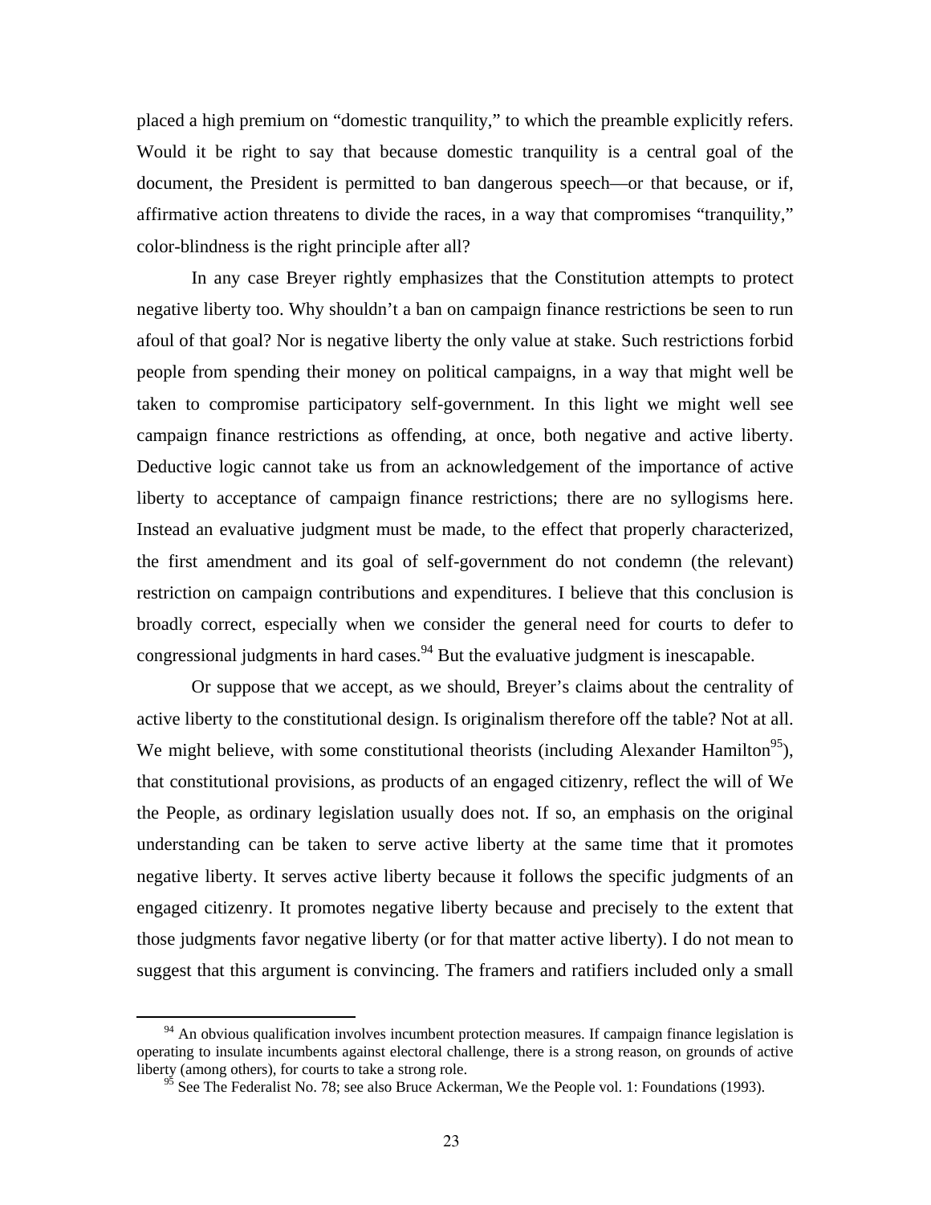placed a high premium on "domestic tranquility," to which the preamble explicitly refers. Would it be right to say that because domestic tranquility is a central goal of the document, the President is permitted to ban dangerous speech—or that because, or if, affirmative action threatens to divide the races, in a way that compromises "tranquility," color-blindness is the right principle after all?

In any case Breyer rightly emphasizes that the Constitution attempts to protect negative liberty too. Why shouldn't a ban on campaign finance restrictions be seen to run afoul of that goal? Nor is negative liberty the only value at stake. Such restrictions forbid people from spending their money on political campaigns, in a way that might well be taken to compromise participatory self-government. In this light we might well see campaign finance restrictions as offending, at once, both negative and active liberty. Deductive logic cannot take us from an acknowledgement of the importance of active liberty to acceptance of campaign finance restrictions; there are no syllogisms here. Instead an evaluative judgment must be made, to the effect that properly characterized, the first amendment and its goal of self-government do not condemn (the relevant) restriction on campaign contributions and expenditures. I believe that this conclusion is broadly correct, especially when we consider the general need for courts to defer to congressional judgments in hard cases.[94] But the evaluative judgment is inescapable.

Or suppose that we accept, as we should, Breyer's claims about the centrality of active liberty to the constitutional design. Is originalism therefore off the table? Not at all. We might believe, with some constitutional theorists (including Alexander Hamilton[95]), that constitutional provisions, as products of an engaged citizenry, reflect the will of We the People, as ordinary legislation usually does not. If so, an emphasis on the original understanding can be taken to serve active liberty at the same time that it promotes negative liberty. It serves active liberty because it follows the specific judgments of an engaged citizenry. It promotes negative liberty because and precisely to the extent that those judgments favor negative liberty (or for that matter active liberty). I do not mean to suggest that this argument is convincing. The framers and ratifiers included only a small

[94] An obvious qualification involves incumbent protection measures. If campaign finance legislation is operating to insulate incumbents against electoral challenge, there is a strong reason, on grounds of active liberty (among others), for courts to take a strong role.

[95] See The Federalist No. 78; see also Bruce Ackerman, We the People vol. 1: Foundations (1993).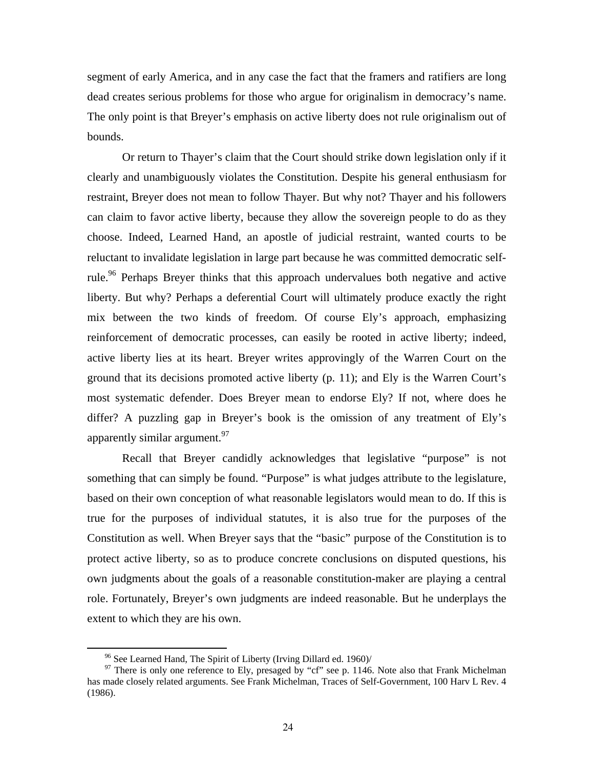segment of early America, and in any case the fact that the framers and ratifiers are long dead creates serious problems for those who argue for originalism in democracy's name. The only point is that Breyer's emphasis on active liberty does not rule originalism out of bounds.

Or return to Thayer's claim that the Court should strike down legislation only if it clearly and unambiguously violates the Constitution. Despite his general enthusiasm for restraint, Breyer does not mean to follow Thayer. But why not? Thayer and his followers can claim to favor active liberty, because they allow the sovereign people to do as they choose. Indeed, Learned Hand, an apostle of judicial restraint, wanted courts to be reluctant to invalidate legislation in large part because he was committed democratic self-rule.[96] Perhaps Breyer thinks that this approach undervalues both negative and active liberty. But why? Perhaps a deferential Court will ultimately produce exactly the right mix between the two kinds of freedom. Of course Ely's approach, emphasizing reinforcement of democratic processes, can easily be rooted in active liberty; indeed, active liberty lies at its heart. Breyer writes approvingly of the Warren Court on the ground that its decisions promoted active liberty (p. 11); and Ely is the Warren Court's most systematic defender. Does Breyer mean to endorse Ely? If not, where does he differ? A puzzling gap in Breyer's book is the omission of any treatment of Ely's apparently similar argument.[97]

Recall that Breyer candidly acknowledges that legislative "purpose" is not something that can simply be found. "Purpose" is what judges attribute to the legislature, based on their own conception of what reasonable legislators would mean to do. If this is true for the purposes of individual statutes, it is also true for the purposes of the Constitution as well. When Breyer says that the "basic" purpose of the Constitution is to protect active liberty, so as to produce concrete conclusions on disputed questions, his own judgments about the goals of a reasonable constitution-maker are playing a central role. Fortunately, Breyer's own judgments are indeed reasonable. But he underplays the extent to which they are his own.

---

[96] See Learned Hand, The Spirit of Liberty (Irving Dillard ed. 1960)/

[97] There is only one reference to Ely, presaged by "cf" see p. 1146. Note also that Frank Michelman has made closely related arguments. See Frank Michelman, Traces of Self-Government, 100 Harv L Rev. 4 (1986).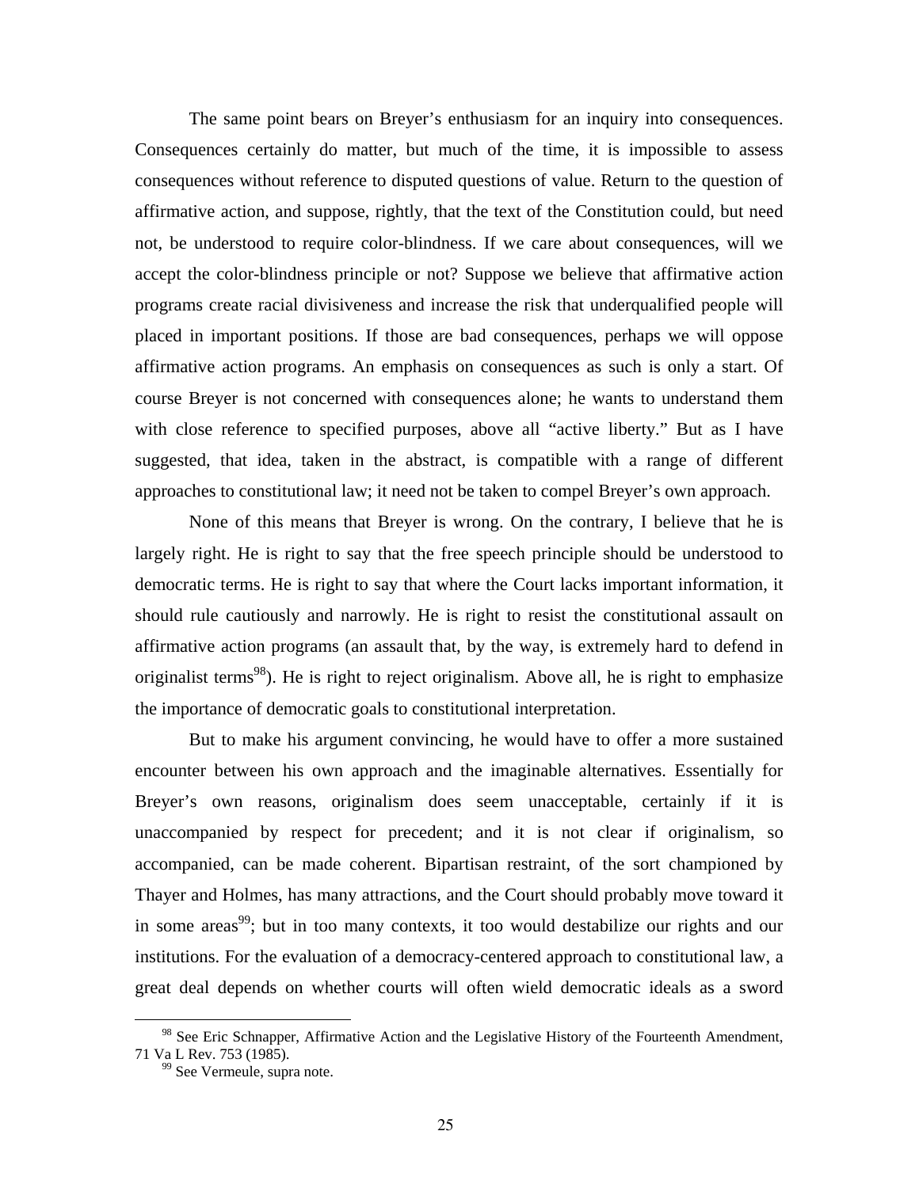The same point bears on Breyer's enthusiasm for an inquiry into consequences. Consequences certainly do matter, but much of the time, it is impossible to assess consequences without reference to disputed questions of value. Return to the question of affirmative action, and suppose, rightly, that the text of the Constitution could, but need not, be understood to require color-blindness. If we care about consequences, will we accept the color-blindness principle or not? Suppose we believe that affirmative action programs create racial divisiveness and increase the risk that underqualified people will placed in important positions. If those are bad consequences, perhaps we will oppose affirmative action programs. An emphasis on consequences as such is only a start. Of course Breyer is not concerned with consequences alone; he wants to understand them with close reference to specified purposes, above all "active liberty." But as I have suggested, that idea, taken in the abstract, is compatible with a range of different approaches to constitutional law; it need not be taken to compel Breyer's own approach.

None of this means that Breyer is wrong. On the contrary, I believe that he is largely right. He is right to say that the free speech principle should be understood to democratic terms. He is right to say that where the Court lacks important information, it should rule cautiously and narrowly. He is right to resist the constitutional assault on affirmative action programs (an assault that, by the way, is extremely hard to defend in originalist terms[98]). He is right to reject originalism. Above all, he is right to emphasize the importance of democratic goals to constitutional interpretation.

But to make his argument convincing, he would have to offer a more sustained encounter between his own approach and the imaginable alternatives. Essentially for Breyer's own reasons, originalism does seem unacceptable, certainly if it is unaccompanied by respect for precedent; and it is not clear if originalism, so accompanied, can be made coherent. Bipartisan restraint, of the sort championed by Thayer and Holmes, has many attractions, and the Court should probably move toward it in some areas[99]; but in too many contexts, it too would destabilize our rights and our institutions. For the evaluation of a democracy-centered approach to constitutional law, a great deal depends on whether courts will often wield democratic ideals as a sword

---

[98] See Eric Schnapper, Affirmative Action and the Legislative History of the Fourteenth Amendment, 71 Va L Rev. 753 (1985).

[99] See Vermeule, supra note.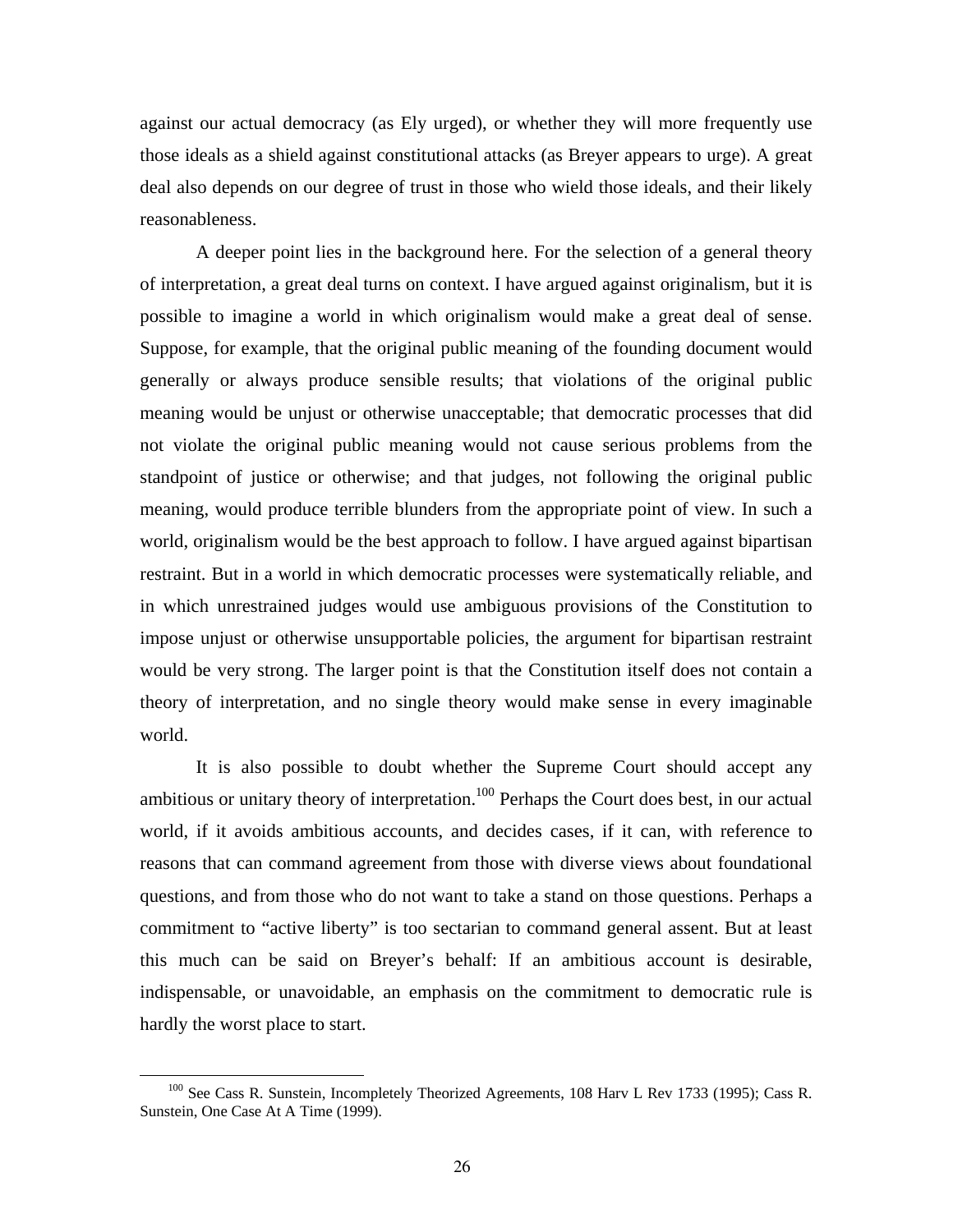against our actual democracy (as Ely urged), or whether they will more frequently use those ideals as a shield against constitutional attacks (as Breyer appears to urge). A great deal also depends on our degree of trust in those who wield those ideals, and their likely reasonableness.

A deeper point lies in the background here. For the selection of a general theory of interpretation, a great deal turns on context. I have argued against originalism, but it is possible to imagine a world in which originalism would make a great deal of sense. Suppose, for example, that the original public meaning of the founding document would generally or always produce sensible results; that violations of the original public meaning would be unjust or otherwise unacceptable; that democratic processes that did not violate the original public meaning would not cause serious problems from the standpoint of justice or otherwise; and that judges, not following the original public meaning, would produce terrible blunders from the appropriate point of view. In such a world, originalism would be the best approach to follow. I have argued against bipartisan restraint. But in a world in which democratic processes were systematically reliable, and in which unrestrained judges would use ambiguous provisions of the Constitution to impose unjust or otherwise unsupportable policies, the argument for bipartisan restraint would be very strong. The larger point is that the Constitution itself does not contain a theory of interpretation, and no single theory would make sense in every imaginable world.

It is also possible to doubt whether the Supreme Court should accept any ambitious or unitary theory of interpretation.[100] Perhaps the Court does best, in our actual world, if it avoids ambitious accounts, and decides cases, if it can, with reference to reasons that can command agreement from those with diverse views about foundational questions, and from those who do not want to take a stand on those questions. Perhaps a commitment to "active liberty" is too sectarian to command general assent. But at least this much can be said on Breyer's behalf: If an ambitious account is desirable, indispensable, or unavoidable, an emphasis on the commitment to democratic rule is hardly the worst place to start.

---

[100] See Cass R. Sunstein, Incompletely Theorized Agreements, 108 Harv L Rev 1733 (1995); Cass R. Sunstein, One Case At A Time (1999).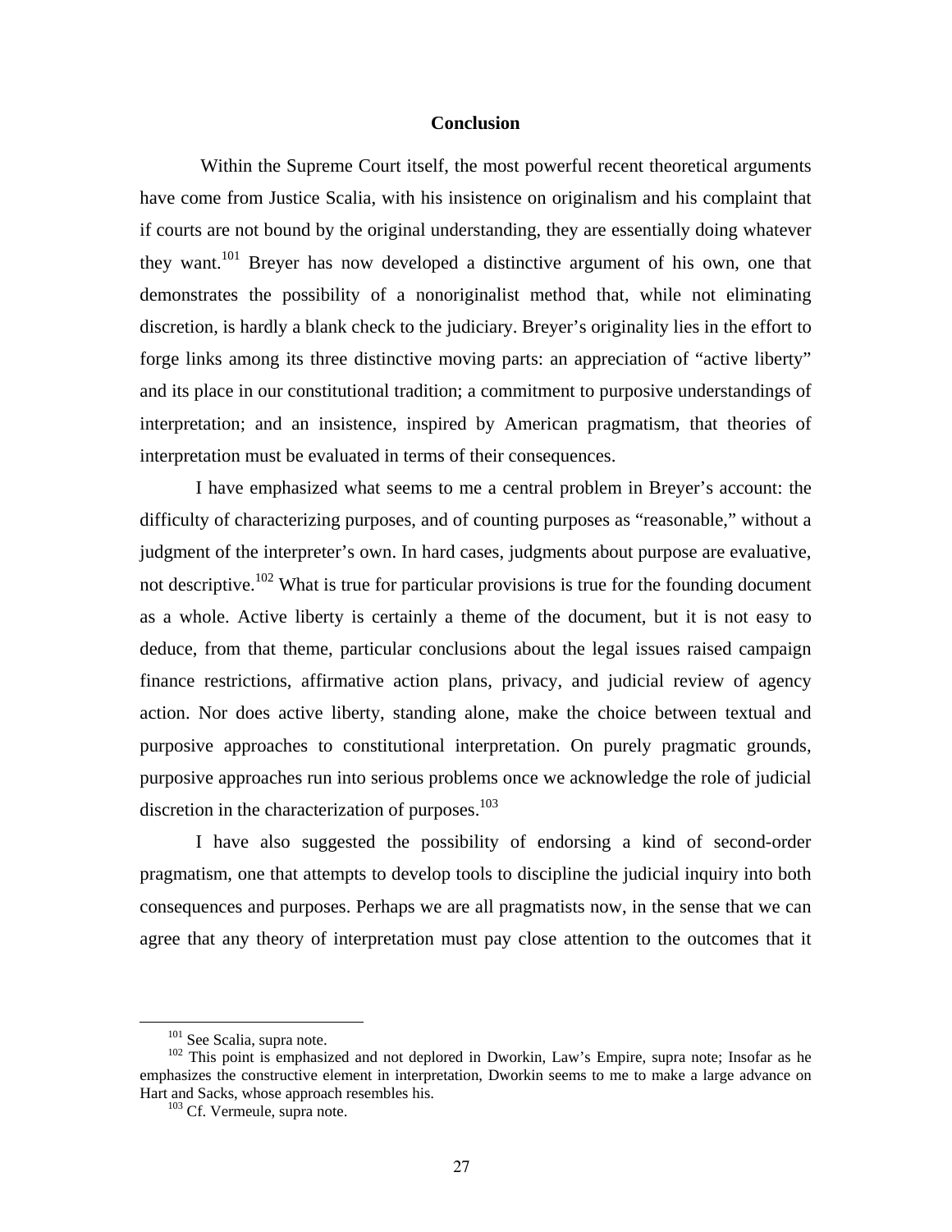## Conclusion

Within the Supreme Court itself, the most powerful recent theoretical arguments have come from Justice Scalia, with his insistence on originalism and his complaint that if courts are not bound by the original understanding, they are essentially doing whatever they want.[101] Breyer has now developed a distinctive argument of his own, one that demonstrates the possibility of a nonoriginalist method that, while not eliminating discretion, is hardly a blank check to the judiciary. Breyer's originality lies in the effort to forge links among its three distinctive moving parts: an appreciation of "active liberty" and its place in our constitutional tradition; a commitment to purposive understandings of interpretation; and an insistence, inspired by American pragmatism, that theories of interpretation must be evaluated in terms of their consequences.

I have emphasized what seems to me a central problem in Breyer's account: the difficulty of characterizing purposes, and of counting purposes as "reasonable," without a judgment of the interpreter's own. In hard cases, judgments about purpose are evaluative, not descriptive.[102] What is true for particular provisions is true for the founding document as a whole. Active liberty is certainly a theme of the document, but it is not easy to deduce, from that theme, particular conclusions about the legal issues raised campaign finance restrictions, affirmative action plans, privacy, and judicial review of agency action. Nor does active liberty, standing alone, make the choice between textual and purposive approaches to constitutional interpretation. On purely pragmatic grounds, purposive approaches run into serious problems once we acknowledge the role of judicial discretion in the characterization of purposes.[103]

I have also suggested the possibility of endorsing a kind of second-order pragmatism, one that attempts to develop tools to discipline the judicial inquiry into both consequences and purposes. Perhaps we are all pragmatists now, in the sense that we can agree that any theory of interpretation must pay close attention to the outcomes that it

---

[101] See Scalia, supra note.

[102] This point is emphasized and not deplored in Dworkin, Law's Empire, supra note; Insofar as he emphasizes the constructive element in interpretation, Dworkin seems to me to make a large advance on Hart and Sacks, whose approach resembles his.

[103] Cf. Vermeule, supra note.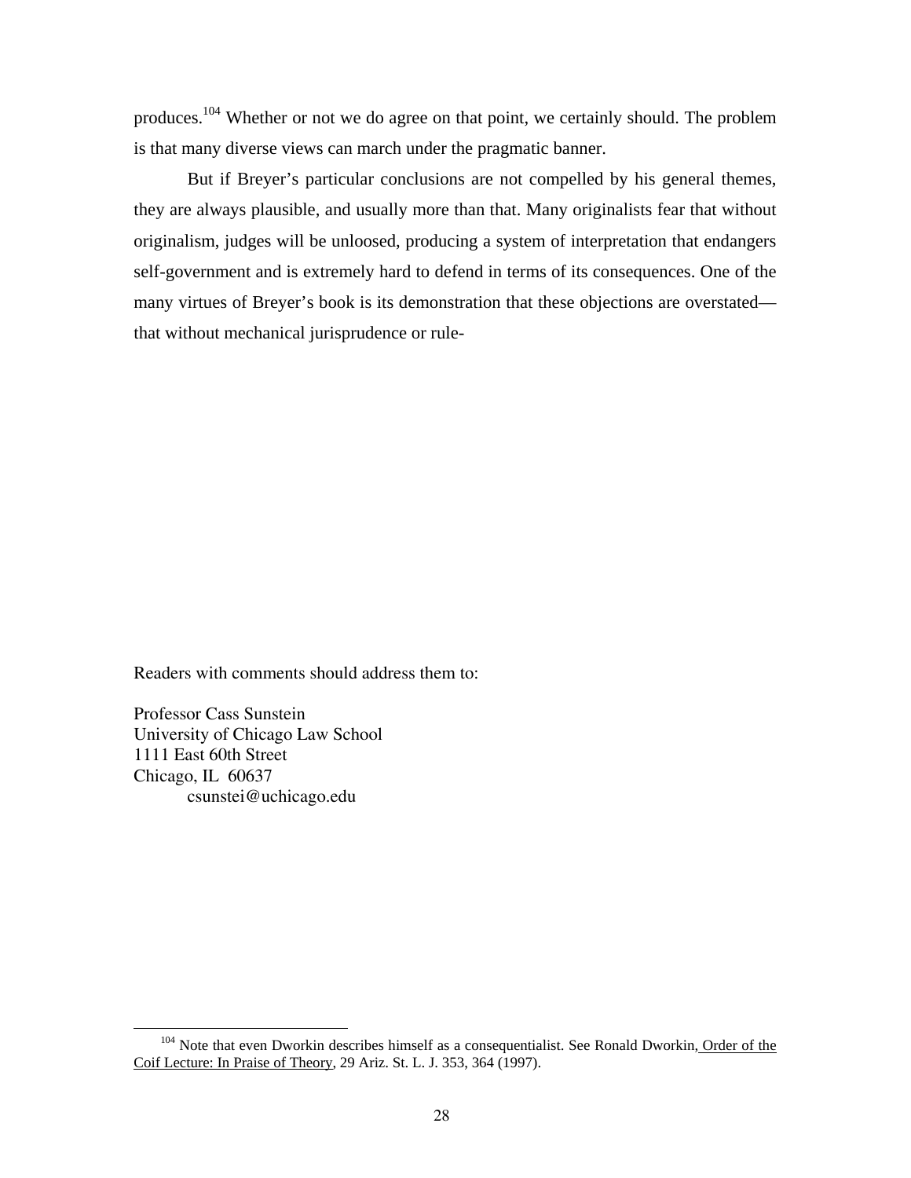produces.[104] Whether or not we do agree on that point, we certainly should. The problem is that many diverse views can march under the pragmatic banner.

But if Breyer's particular conclusions are not compelled by his general themes, they are always plausible, and usually more than that. Many originalists fear that without originalism, judges will be unloosed, producing a system of interpretation that endangers self-government and is extremely hard to defend in terms of its consequences. One of the many virtues of Breyer's book is its demonstration that these objections are overstated—that without mechanical jurisprudence or rule-

Readers with comments should address them to:

Professor Cass Sunstein
University of Chicago Law School
1111 East 60th Street
Chicago, IL 60637
csunstei@uchicago.edu

---

[104] Note that even Dworkin describes himself as a consequentialist. See Ronald Dworkin, Order of the Coif Lecture: In Praise of Theory, 29 Ariz. St. L. J. 353, 364 (1997).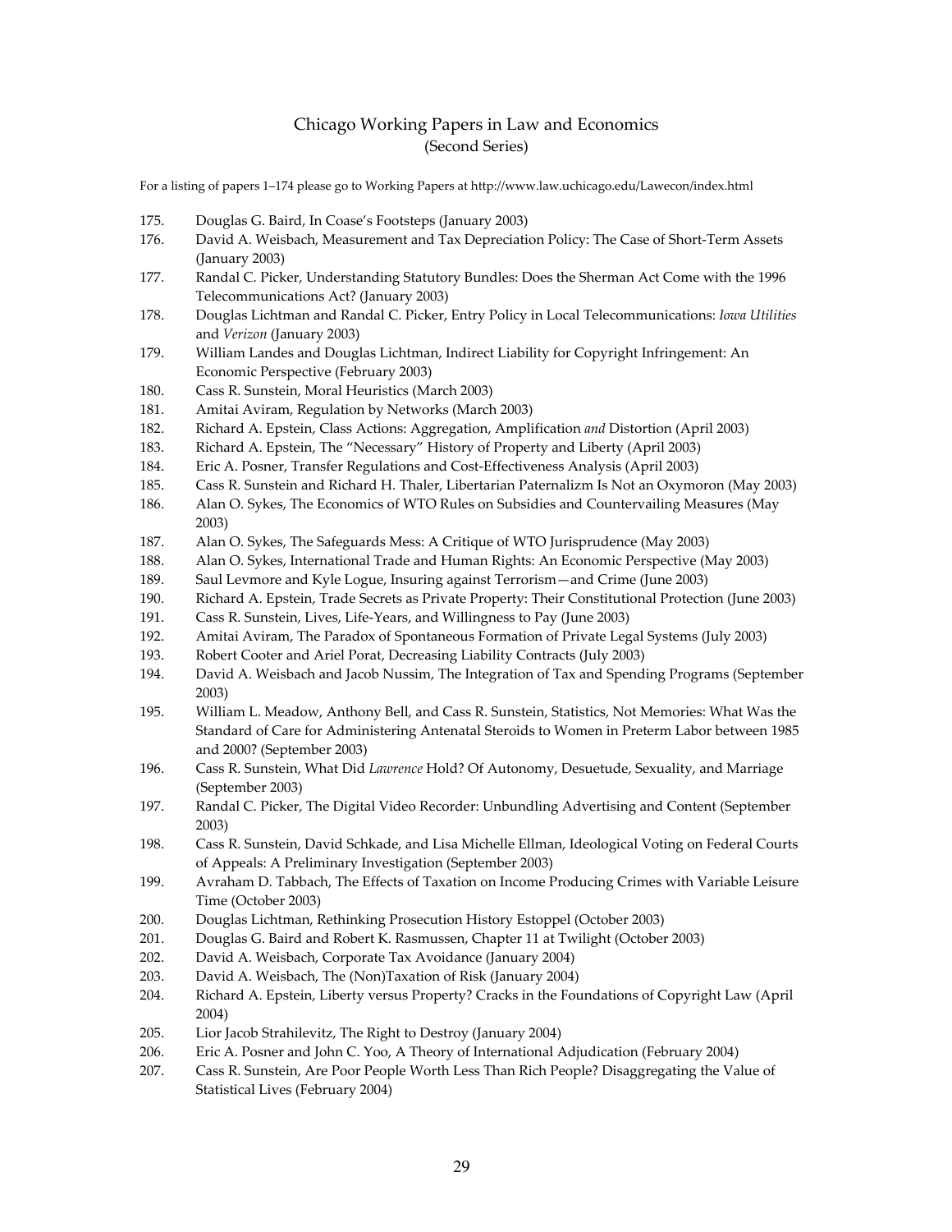# Chicago Working Papers in Law and Economics
## (Second Series)

For a listing of papers 1–174 please go to Working Papers at http://www.law.uchicago.edu/Lawecon/index.html

175. Douglas G. Baird, In Coase's Footsteps (January 2003)
176. David A. Weisbach, Measurement and Tax Depreciation Policy: The Case of Short-Term Assets (January 2003)
177. Randal C. Picker, Understanding Statutory Bundles: Does the Sherman Act Come with the 1996 Telecommunications Act? (January 2003)
178. Douglas Lichtman and Randal C. Picker, Entry Policy in Local Telecommunications: *Iowa Utilities* and *Verizon* (January 2003)
179. William Landes and Douglas Lichtman, Indirect Liability for Copyright Infringement: An Economic Perspective (February 2003)
180. Cass R. Sunstein, Moral Heuristics (March 2003)
181. Amitai Aviram, Regulation by Networks (March 2003)
182. Richard A. Epstein, Class Actions: Aggregation, Amplification *and* Distortion (April 2003)
183. Richard A. Epstein, The "Necessary" History of Property and Liberty (April 2003)
184. Eric A. Posner, Transfer Regulations and Cost-Effectiveness Analysis (April 2003)
185. Cass R. Sunstein and Richard H. Thaler, Libertarian Paternalizm Is Not an Oxymoron (May 2003)
186. Alan O. Sykes, The Economics of WTO Rules on Subsidies and Countervailing Measures (May 2003)
187. Alan O. Sykes, The Safeguards Mess: A Critique of WTO Jurisprudence (May 2003)
188. Alan O. Sykes, International Trade and Human Rights: An Economic Perspective (May 2003)
189. Saul Levmore and Kyle Logue, Insuring against Terrorism—and Crime (June 2003)
190. Richard A. Epstein, Trade Secrets as Private Property: Their Constitutional Protection (June 2003)
191. Cass R. Sunstein, Lives, Life-Years, and Willingness to Pay (June 2003)
192. Amitai Aviram, The Paradox of Spontaneous Formation of Private Legal Systems (July 2003)
193. Robert Cooter and Ariel Porat, Decreasing Liability Contracts (July 2003)
194. David A. Weisbach and Jacob Nussim, The Integration of Tax and Spending Programs (September 2003)
195. William L. Meadow, Anthony Bell, and Cass R. Sunstein, Statistics, Not Memories: What Was the Standard of Care for Administering Antenatal Steroids to Women in Preterm Labor between 1985 and 2000? (September 2003)
196. Cass R. Sunstein, What Did *Lawrence* Hold? Of Autonomy, Desuetude, Sexuality, and Marriage (September 2003)
197. Randal C. Picker, The Digital Video Recorder: Unbundling Advertising and Content (September 2003)
198. Cass R. Sunstein, David Schkade, and Lisa Michelle Ellman, Ideological Voting on Federal Courts of Appeals: A Preliminary Investigation (September 2003)
199. Avraham D. Tabbach, The Effects of Taxation on Income Producing Crimes with Variable Leisure Time (October 2003)
200. Douglas Lichtman, Rethinking Prosecution History Estoppel (October 2003)
201. Douglas G. Baird and Robert K. Rasmussen, Chapter 11 at Twilight (October 2003)
202. David A. Weisbach, Corporate Tax Avoidance (January 2004)
203. David A. Weisbach, The (Non)Taxation of Risk (January 2004)
204. Richard A. Epstein, Liberty versus Property? Cracks in the Foundations of Copyright Law (April 2004)
205. Lior Jacob Strahilevitz, The Right to Destroy (January 2004)
206. Eric A. Posner and John C. Yoo, A Theory of International Adjudication (February 2004)
207. Cass R. Sunstein, Are Poor People Worth Less Than Rich People? Disaggregating the Value of Statistical Lives (February 2004)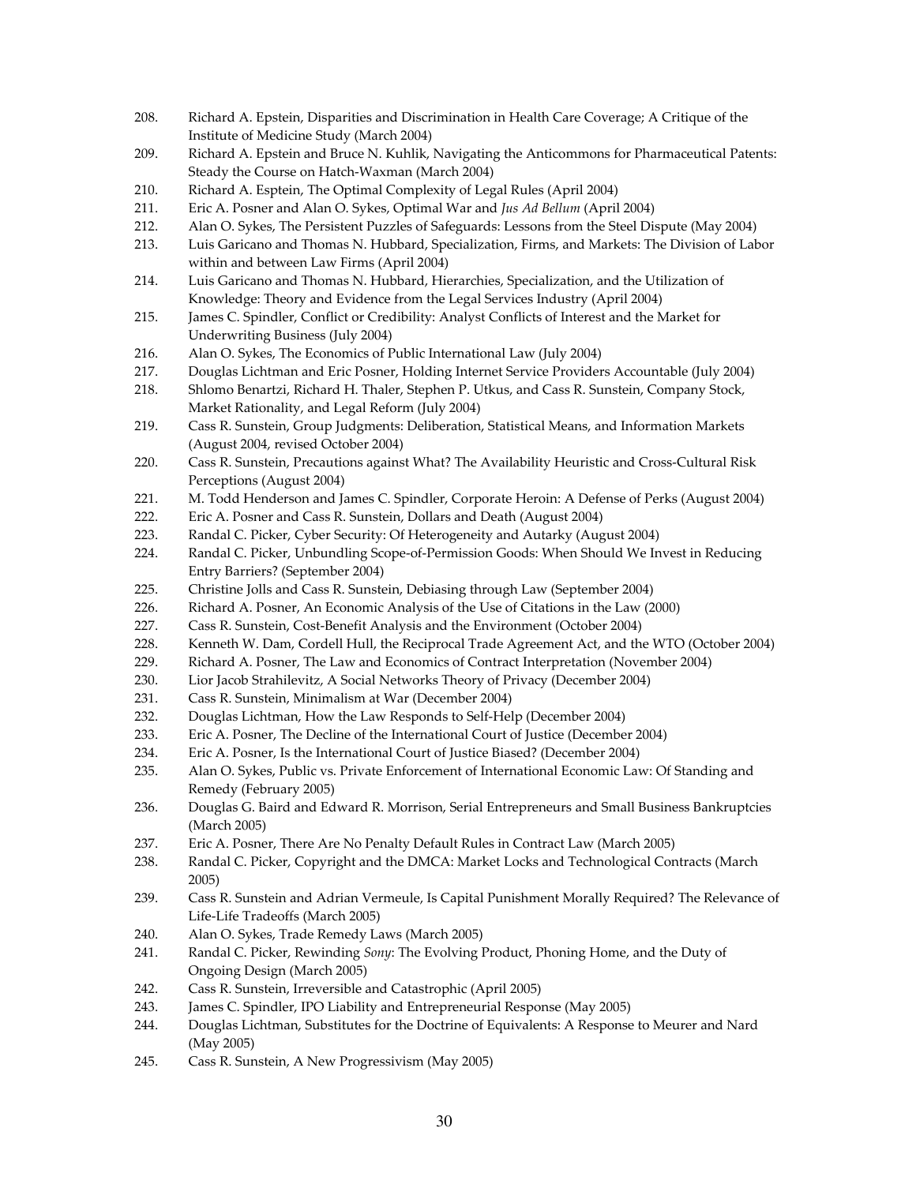208. Richard A. Epstein, Disparities and Discrimination in Health Care Coverage; A Critique of the Institute of Medicine Study (March 2004)
209. Richard A. Epstein and Bruce N. Kuhlik, Navigating the Anticommons for Pharmaceutical Patents: Steady the Course on Hatch-Waxman (March 2004)
210. Richard A. Esptein, The Optimal Complexity of Legal Rules (April 2004)
211. Eric A. Posner and Alan O. Sykes, Optimal War and *Jus Ad Bellum* (April 2004)
212. Alan O. Sykes, The Persistent Puzzles of Safeguards: Lessons from the Steel Dispute (May 2004)
213. Luis Garicano and Thomas N. Hubbard, Specialization, Firms, and Markets: The Division of Labor within and between Law Firms (April 2004)
214. Luis Garicano and Thomas N. Hubbard, Hierarchies, Specialization, and the Utilization of Knowledge: Theory and Evidence from the Legal Services Industry (April 2004)
215. James C. Spindler, Conflict or Credibility: Analyst Conflicts of Interest and the Market for Underwriting Business (July 2004)
216. Alan O. Sykes, The Economics of Public International Law (July 2004)
217. Douglas Lichtman and Eric Posner, Holding Internet Service Providers Accountable (July 2004)
218. Shlomo Benartzi, Richard H. Thaler, Stephen P. Utkus, and Cass R. Sunstein, Company Stock, Market Rationality, and Legal Reform (July 2004)
219. Cass R. Sunstein, Group Judgments: Deliberation, Statistical Means, and Information Markets (August 2004, revised October 2004)
220. Cass R. Sunstein, Precautions against What? The Availability Heuristic and Cross-Cultural Risk Perceptions (August 2004)
221. M. Todd Henderson and James C. Spindler, Corporate Heroin: A Defense of Perks (August 2004)
222. Eric A. Posner and Cass R. Sunstein, Dollars and Death (August 2004)
223. Randal C. Picker, Cyber Security: Of Heterogeneity and Autarky (August 2004)
224. Randal C. Picker, Unbundling Scope-of-Permission Goods: When Should We Invest in Reducing Entry Barriers? (September 2004)
225. Christine Jolls and Cass R. Sunstein, Debiasing through Law (September 2004)
226. Richard A. Posner, An Economic Analysis of the Use of Citations in the Law (2000)
227. Cass R. Sunstein, Cost-Benefit Analysis and the Environment (October 2004)
228. Kenneth W. Dam, Cordell Hull, the Reciprocal Trade Agreement Act, and the WTO (October 2004)
229. Richard A. Posner, The Law and Economics of Contract Interpretation (November 2004)
230. Lior Jacob Strahilevitz, A Social Networks Theory of Privacy (December 2004)
231. Cass R. Sunstein, Minimalism at War (December 2004)
232. Douglas Lichtman, How the Law Responds to Self-Help (December 2004)
233. Eric A. Posner, The Decline of the International Court of Justice (December 2004)
234. Eric A. Posner, Is the International Court of Justice Biased? (December 2004)
235. Alan O. Sykes, Public vs. Private Enforcement of International Economic Law: Of Standing and Remedy (February 2005)
236. Douglas G. Baird and Edward R. Morrison, Serial Entrepreneurs and Small Business Bankruptcies (March 2005)
237. Eric A. Posner, There Are No Penalty Default Rules in Contract Law (March 2005)
238. Randal C. Picker, Copyright and the DMCA: Market Locks and Technological Contracts (March 2005)
239. Cass R. Sunstein and Adrian Vermeule, Is Capital Punishment Morally Required? The Relevance of Life-Life Tradeoffs (March 2005)
240. Alan O. Sykes, Trade Remedy Laws (March 2005)
241. Randal C. Picker, Rewinding *Sony*: The Evolving Product, Phoning Home, and the Duty of Ongoing Design (March 2005)
242. Cass R. Sunstein, Irreversible and Catastrophic (April 2005)
243. James C. Spindler, IPO Liability and Entrepreneurial Response (May 2005)
244. Douglas Lichtman, Substitutes for the Doctrine of Equivalents: A Response to Meurer and Nard (May 2005)
245. Cass R. Sunstein, A New Progressivism (May 2005)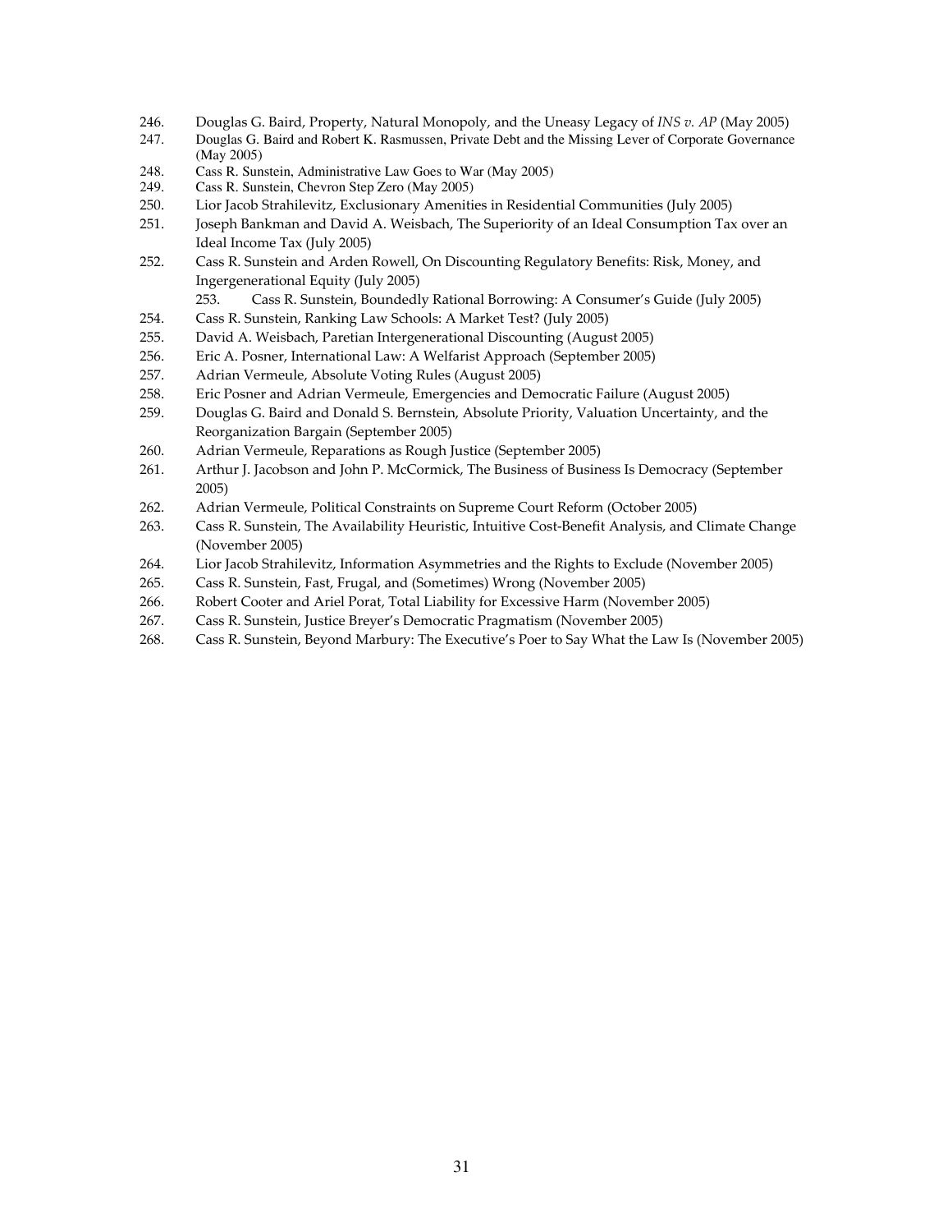246. Douglas G. Baird, Property, Natural Monopoly, and the Uneasy Legacy of *INS v. AP* (May 2005)
247. Douglas G. Baird and Robert K. Rasmussen, Private Debt and the Missing Lever of Corporate Governance (May 2005)
248. Cass R. Sunstein, Administrative Law Goes to War (May 2005)
249. Cass R. Sunstein, Chevron Step Zero (May 2005)
250. Lior Jacob Strahilevitz, Exclusionary Amenities in Residential Communities (July 2005)
251. Joseph Bankman and David A. Weisbach, The Superiority of an Ideal Consumption Tax over an Ideal Income Tax (July 2005)
252. Cass R. Sunstein and Arden Rowell, On Discounting Regulatory Benefits: Risk, Money, and Ingergenerational Equity (July 2005)
253. Cass R. Sunstein, Boundedly Rational Borrowing: A Consumer's Guide (July 2005)
254. Cass R. Sunstein, Ranking Law Schools: A Market Test? (July 2005)
255. David A. Weisbach, Paretian Intergenerational Discounting (August 2005)
256. Eric A. Posner, International Law: A Welfarist Approach (September 2005)
257. Adrian Vermeule, Absolute Voting Rules (August 2005)
258. Eric Posner and Adrian Vermeule, Emergencies and Democratic Failure (August 2005)
259. Douglas G. Baird and Donald S. Bernstein, Absolute Priority, Valuation Uncertainty, and the Reorganization Bargain (September 2005)
260. Adrian Vermeule, Reparations as Rough Justice (September 2005)
261. Arthur J. Jacobson and John P. McCormick, The Business of Business Is Democracy (September 2005)
262. Adrian Vermeule, Political Constraints on Supreme Court Reform (October 2005)
263. Cass R. Sunstein, The Availability Heuristic, Intuitive Cost-Benefit Analysis, and Climate Change (November 2005)
264. Lior Jacob Strahilevitz, Information Asymmetries and the Rights to Exclude (November 2005)
265. Cass R. Sunstein, Fast, Frugal, and (Sometimes) Wrong (November 2005)
266. Robert Cooter and Ariel Porat, Total Liability for Excessive Harm (November 2005)
267. Cass R. Sunstein, Justice Breyer's Democratic Pragmatism (November 2005)
268. Cass R. Sunstein, Beyond Marbury: The Executive's Poer to Say What the Law Is (November 2005)